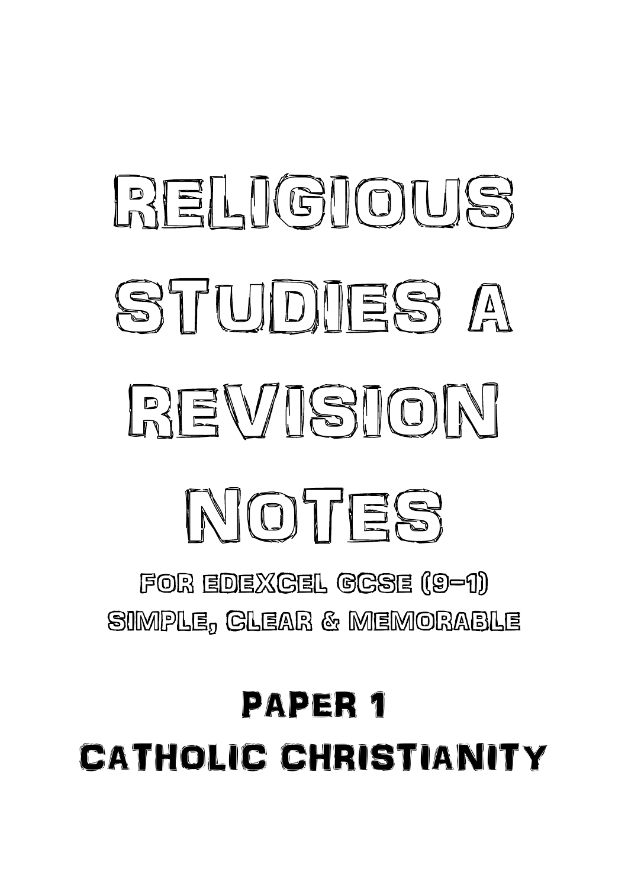# Religious Studies A Revision Notes

For Edexcel GCSE (9–1)

Simple, Clear & Memorable

## Paper 1

## Catholic Christianity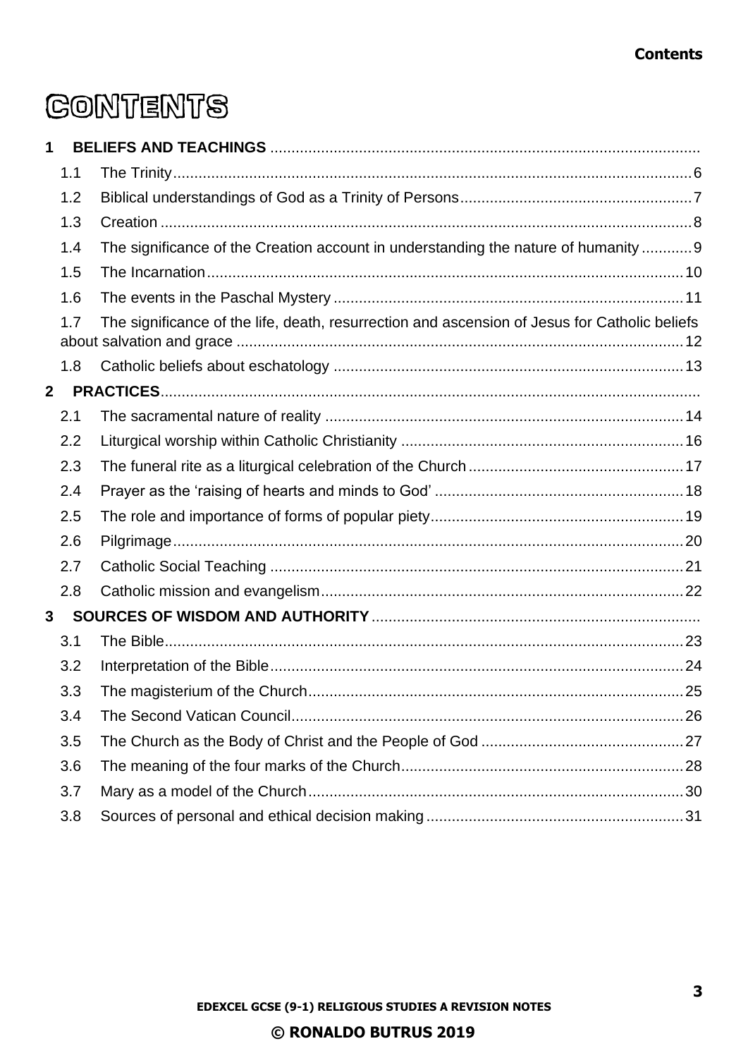# CONTENTS

**1 BELIEFS AND TEACHINGS**

- 1.1 The Trinity ... 6
- 1.2 Biblical understandings of God as a Trinity of Persons ... 7
- 1.3 Creation ... 8
- 1.4 The significance of the Creation account in understanding the nature of humanity ... 9
- 1.5 The Incarnation ... 10
- 1.6 The events in the Paschal Mystery ... 11
- 1.7 The significance of the life, death, resurrection and ascension of Jesus for Catholic beliefs about salvation and grace ... 12
- 1.8 Catholic beliefs about eschatology ... 13

**2 PRACTICES**

- 2.1 The sacramental nature of reality ... 14
- 2.2 Liturgical worship within Catholic Christianity ... 16
- 2.3 The funeral rite as a liturgical celebration of the Church ... 17
- 2.4 Prayer as the 'raising of hearts and minds to God' ... 18
- 2.5 The role and importance of forms of popular piety ... 19
- 2.6 Pilgrimage ... 20
- 2.7 Catholic Social Teaching ... 21
- 2.8 Catholic mission and evangelism ... 22

**3 SOURCES OF WISDOM AND AUTHORITY**

- 3.1 The Bible ... 23
- 3.2 Interpretation of the Bible ... 24
- 3.3 The magisterium of the Church ... 25
- 3.4 The Second Vatican Council ... 26
- 3.5 The Church as the Body of Christ and the People of God ... 27
- 3.6 The meaning of the four marks of the Church ... 28
- 3.7 Mary as a model of the Church ... 30
- 3.8 Sources of personal and ethical decision making ... 31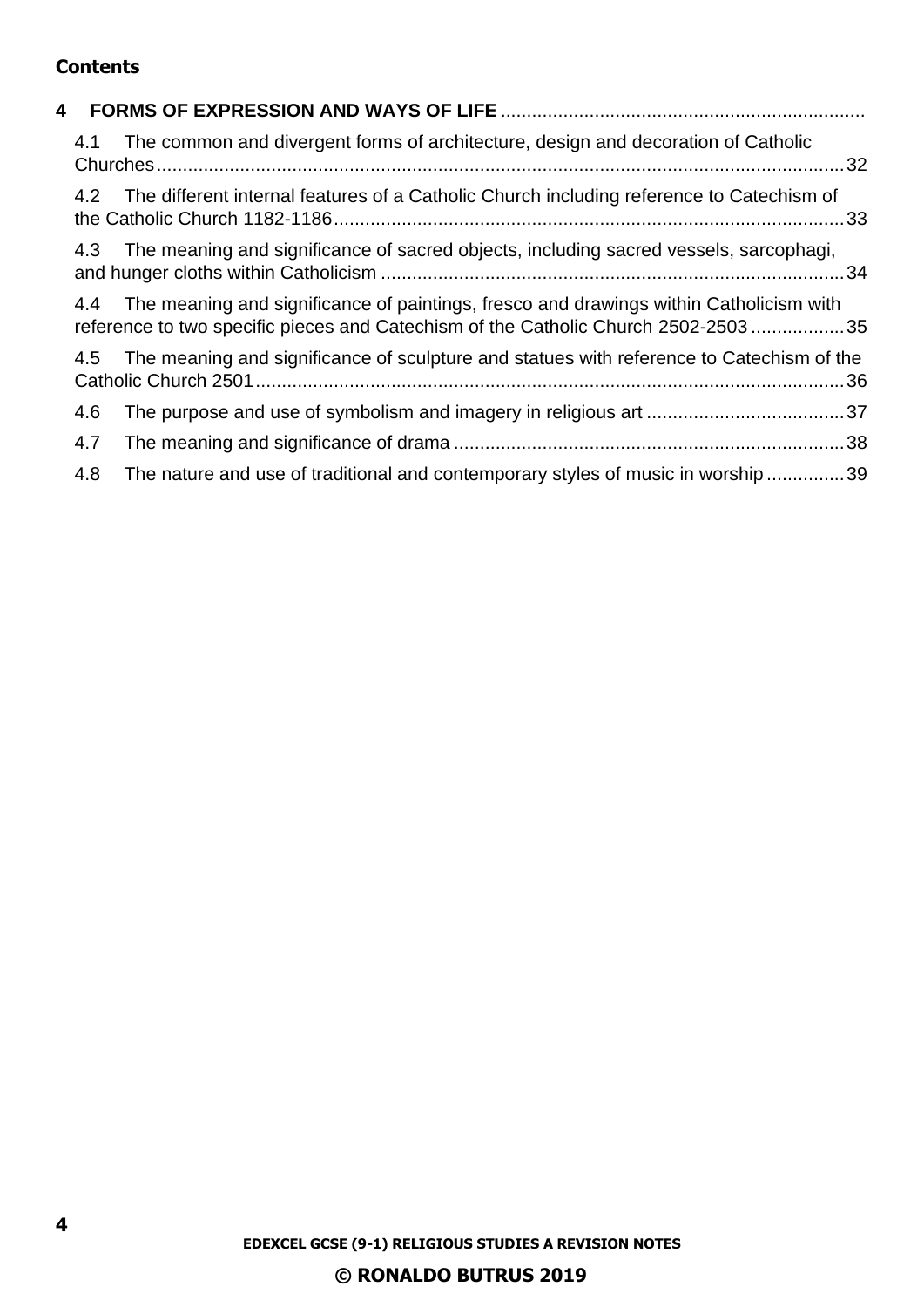**Contents**

**4 FORMS OF EXPRESSION AND WAYS OF LIFE**

- 4.1 The common and divergent forms of architecture, design and decoration of Catholic Churches ... 32
- 4.2 The different internal features of a Catholic Church including reference to Catechism of the Catholic Church 1182-1186 ... 33
- 4.3 The meaning and significance of sacred objects, including sacred vessels, sarcophagi, and hunger cloths within Catholicism ... 34
- 4.4 The meaning and significance of paintings, fresco and drawings within Catholicism with reference to two specific pieces and Catechism of the Catholic Church 2502-2503 ... 35
- 4.5 The meaning and significance of sculpture and statues with reference to Catechism of the Catholic Church 2501 ... 36
- 4.6 The purpose and use of symbolism and imagery in religious art ... 37
- 4.7 The meaning and significance of drama ... 38
- 4.8 The nature and use of traditional and contemporary styles of music in worship ... 39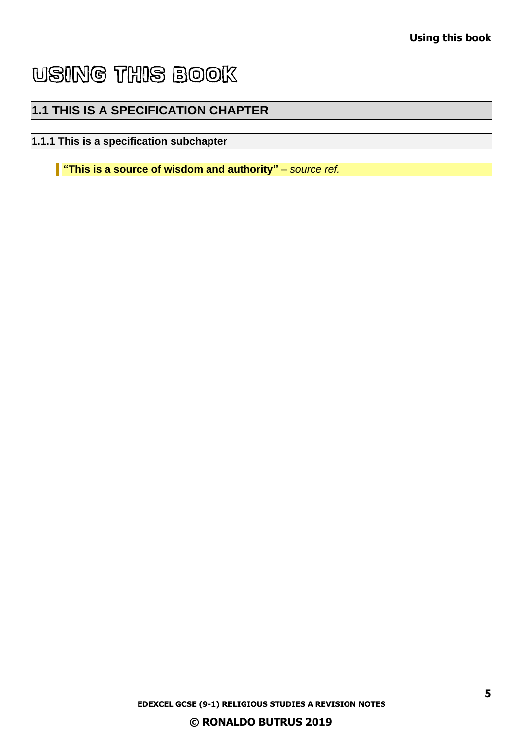# USING THIS BOOK

## 1.1 THIS IS A SPECIFICATION CHAPTER

### 1.1.1 This is a specification subchapter

> **"This is a source of wisdom and authority"** – *source ref.*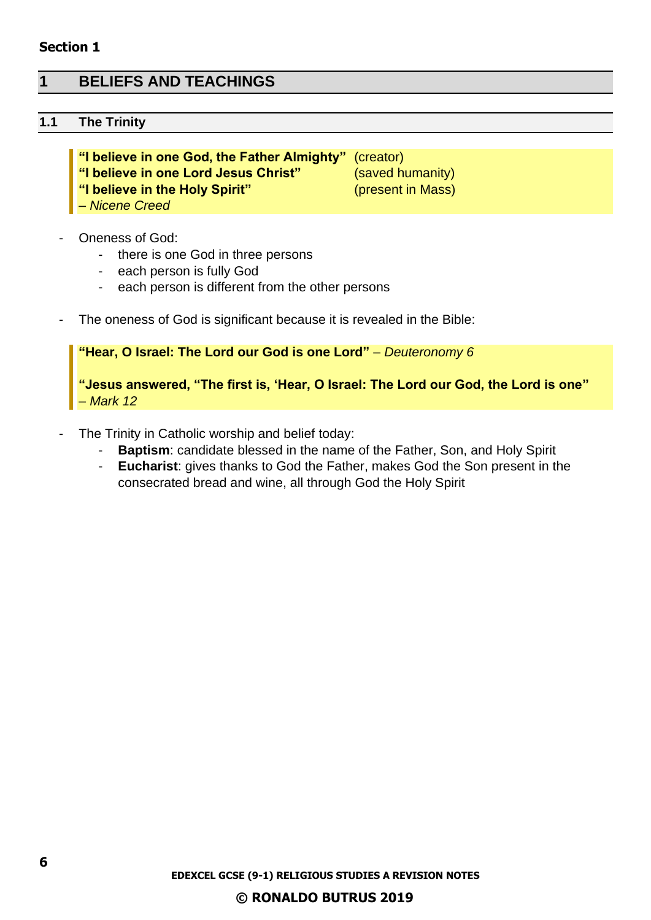**Section 1**

# 1 BELIEFS AND TEACHINGS

## 1.1 The Trinity

> **"I believe in one God, the Father Almighty"** (creator)
> **"I believe in one Lord Jesus Christ"** (saved humanity)
> **"I believe in the Holy Spirit"** (present in Mass)
> *– Nicene Creed*

- Oneness of God:
  - there is one God in three persons
  - each person is fully God
  - each person is different from the other persons

- The oneness of God is significant because it is revealed in the Bible:

> **"Hear, O Israel: The Lord our God is one Lord"** *– Deuteronomy 6*
>
> **"Jesus answered, "The first is, 'Hear, O Israel: The Lord our God, the Lord is one"**
> *– Mark 12*

- The Trinity in Catholic worship and belief today:
  - **Baptism**: candidate blessed in the name of the Father, Son, and Holy Spirit
  - **Eucharist**: gives thanks to God the Father, makes God the Son present in the consecrated bread and wine, all through God the Holy Spirit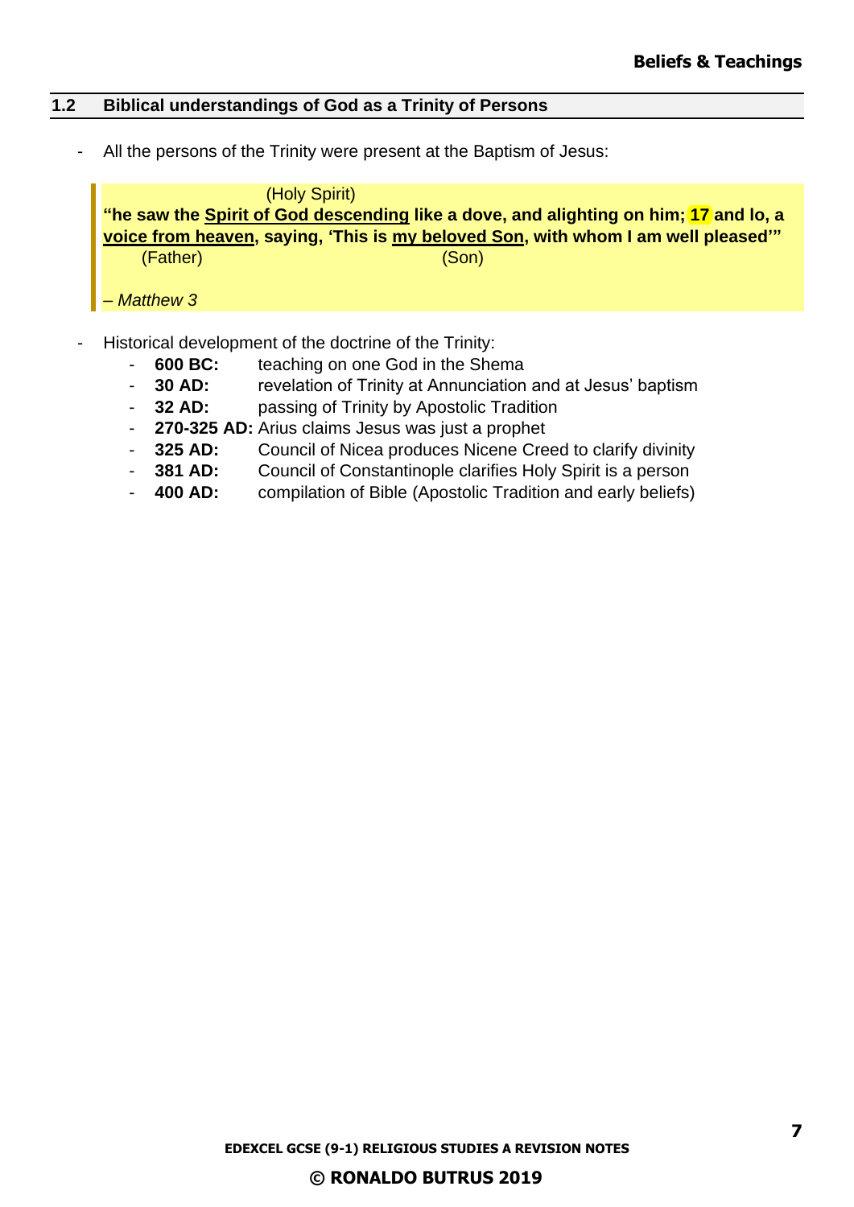## 1.2 Biblical understandings of God as a Trinity of Persons

- All the persons of the Trinity were present at the Baptism of Jesus:

> (Holy Spirit)
> **"he saw the Spirit of God descending like a dove, and alighting on him; 17 and lo, a voice from heaven, saying, 'This is my beloved Son, with whom I am well pleased'"**
> (Father) (Son)
>
> *– Matthew 3*

- Historical development of the doctrine of the Trinity:
  - **600 BC:** teaching on one God in the Shema
  - **30 AD:** revelation of Trinity at Annunciation and at Jesus' baptism
  - **32 AD:** passing of Trinity by Apostolic Tradition
  - **270-325 AD:** Arius claims Jesus was just a prophet
  - **325 AD:** Council of Nicea produces Nicene Creed to clarify divinity
  - **381 AD:** Council of Constantinople clarifies Holy Spirit is a person
  - **400 AD:** compilation of Bible (Apostolic Tradition and early beliefs)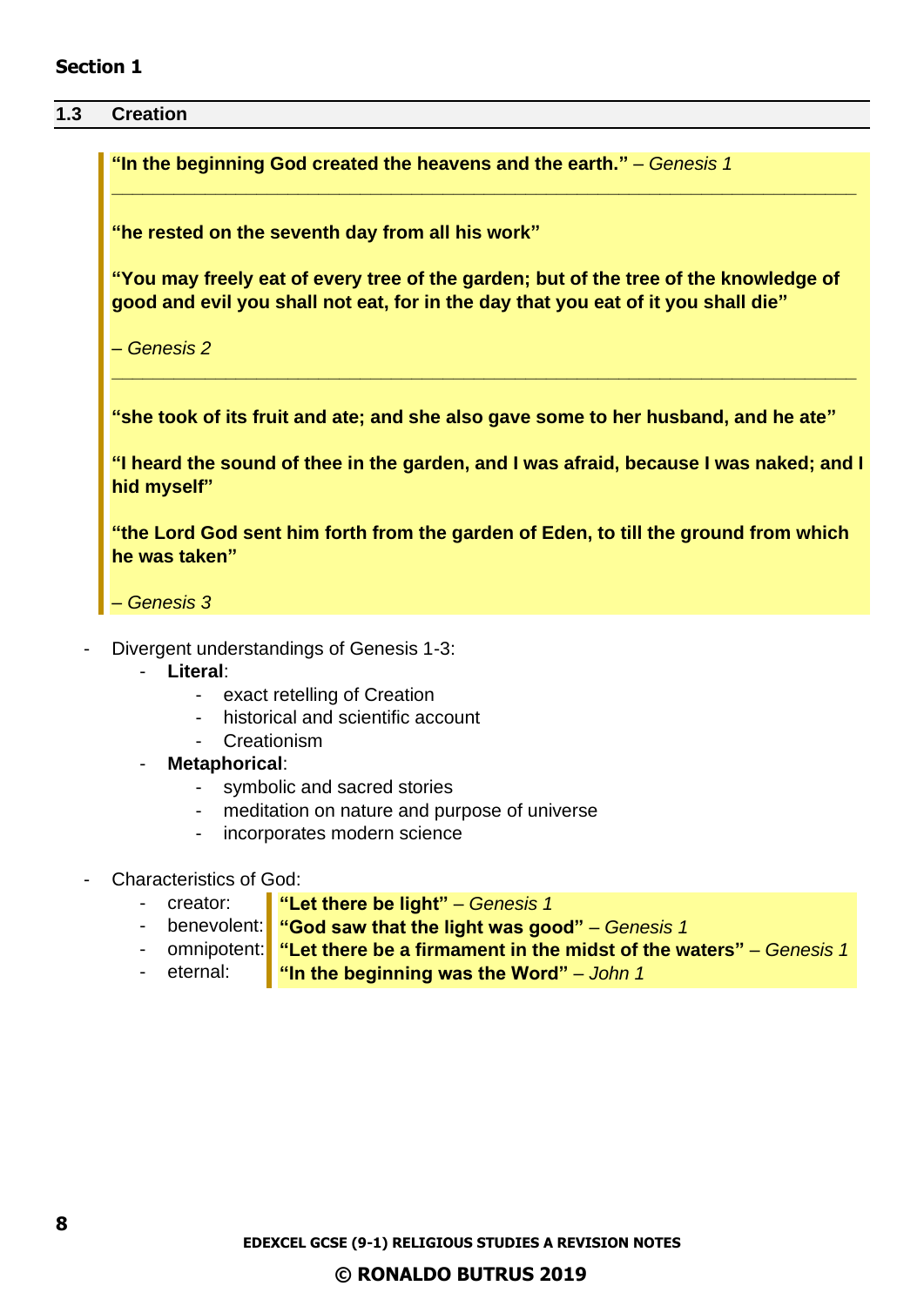## Section 1

### 1.3 Creation

> **"In the beginning God created the heavens and the earth."** – *Genesis 1*
>
> ---
>
> **"he rested on the seventh day from all his work"**
>
> **"You may freely eat of every tree of the garden; but of the tree of the knowledge of good and evil you shall not eat, for in the day that you eat of it you shall die"**
>
> – *Genesis 2*
>
> ---
>
> **"she took of its fruit and ate; and she also gave some to her husband, and he ate"**
>
> **"I heard the sound of thee in the garden, and I was afraid, because I was naked; and I hid myself"**
>
> **"the Lord God sent him forth from the garden of Eden, to till the ground from which he was taken"**
>
> – *Genesis 3*

- Divergent understandings of Genesis 1-3:
  - **Literal**:
    - exact retelling of Creation
    - historical and scientific account
    - Creationism
  - **Metaphorical**:
    - symbolic and sacred stories
    - meditation on nature and purpose of universe
    - incorporates modern science

- Characteristics of God:
  - creator: **"Let there be light"** – *Genesis 1*
  - benevolent: **"God saw that the light was good"** – *Genesis 1*
  - omnipotent: **"Let there be a firmament in the midst of the waters"** – *Genesis 1*
  - eternal: **"In the beginning was the Word"** – *John 1*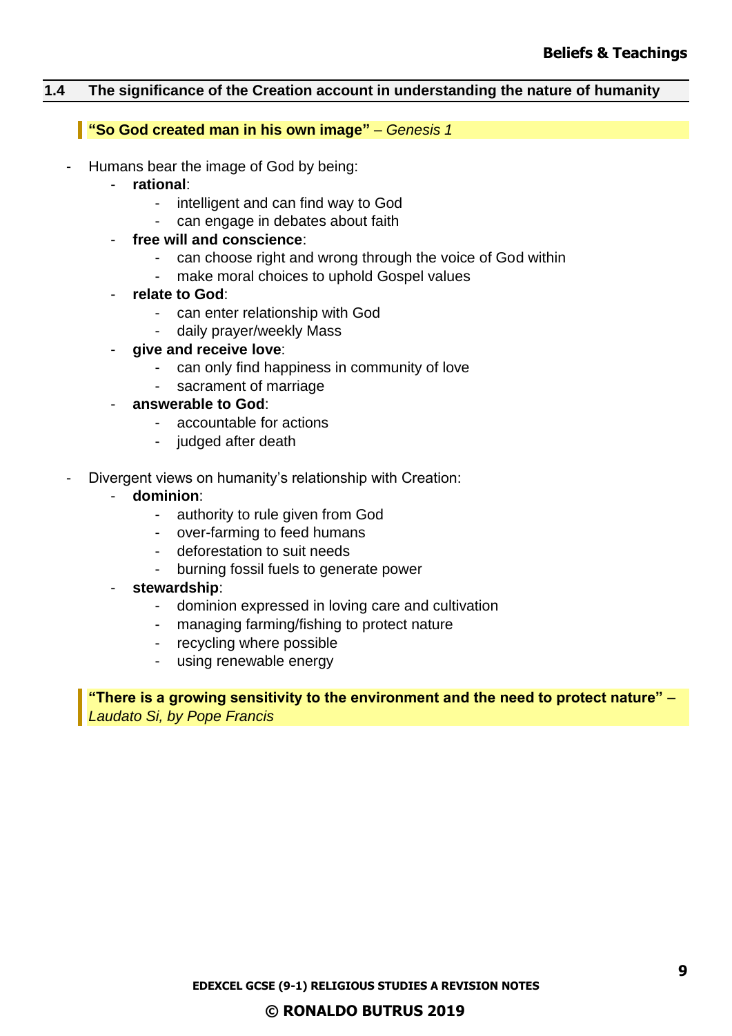## 1.4 The significance of the Creation account in understanding the nature of humanity

> **"So God created man in his own image"** – *Genesis 1*

- Humans bear the image of God by being:
  - **rational**:
    - intelligent and can find way to God
    - can engage in debates about faith
  - **free will and conscience**:
    - can choose right and wrong through the voice of God within
    - make moral choices to uphold Gospel values
  - **relate to God**:
    - can enter relationship with God
    - daily prayer/weekly Mass
  - **give and receive love**:
    - can only find happiness in community of love
    - sacrament of marriage
  - **answerable to God**:
    - accountable for actions
    - judged after death

- Divergent views on humanity's relationship with Creation:
  - **dominion**:
    - authority to rule given from God
    - over-farming to feed humans
    - deforestation to suit needs
    - burning fossil fuels to generate power
  - **stewardship**:
    - dominion expressed in loving care and cultivation
    - managing farming/fishing to protect nature
    - recycling where possible
    - using renewable energy

> **"There is a growing sensitivity to the environment and the need to protect nature"** – *Laudato Si, by Pope Francis*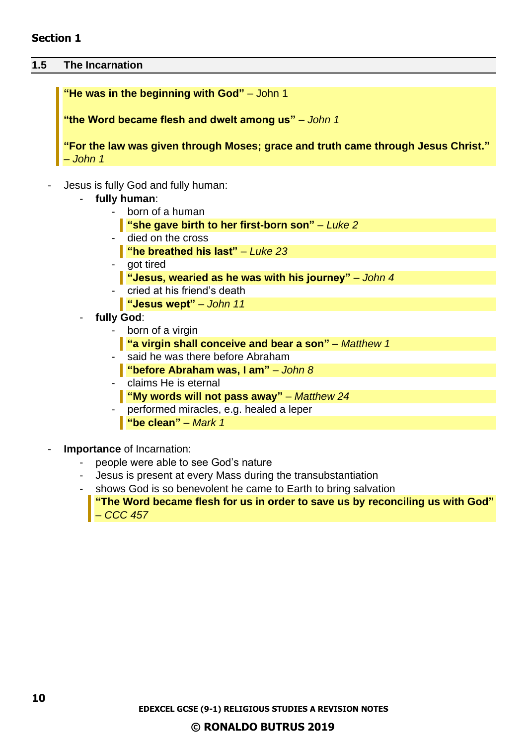**Section 1**

## 1.5 The Incarnation

> **"He was in the beginning with God"** – John 1
>
> **"the Word became flesh and dwelt among us"** – *John 1*
>
> **"For the law was given through Moses; grace and truth came through Jesus Christ."** – *John 1*

- Jesus is fully God and fully human:
  - **fully human**:
    - born of a human
      > **"she gave birth to her first-born son"** – *Luke 2*
    - died on the cross
      > **"he breathed his last"** – *Luke 23*
    - got tired
      > **"Jesus, wearied as he was with his journey"** – *John 4*
    - cried at his friend's death
      > **"Jesus wept"** – *John 11*
  - **fully God**:
    - born of a virgin
      > **"a virgin shall conceive and bear a son"** – *Matthew 1*
    - said he was there before Abraham
      > **"before Abraham was, I am"** – *John 8*
    - claims He is eternal
      > **"My words will not pass away"** – *Matthew 24*
    - performed miracles, e.g. healed a leper
      > **"be clean"** – *Mark 1*

- **Importance** of Incarnation:
  - people were able to see God's nature
  - Jesus is present at every Mass during the transubstantiation
  - shows God is so benevolent he came to Earth to bring salvation
    > **"The Word became flesh for us in order to save us by reconciling us with God"** – *CCC 457*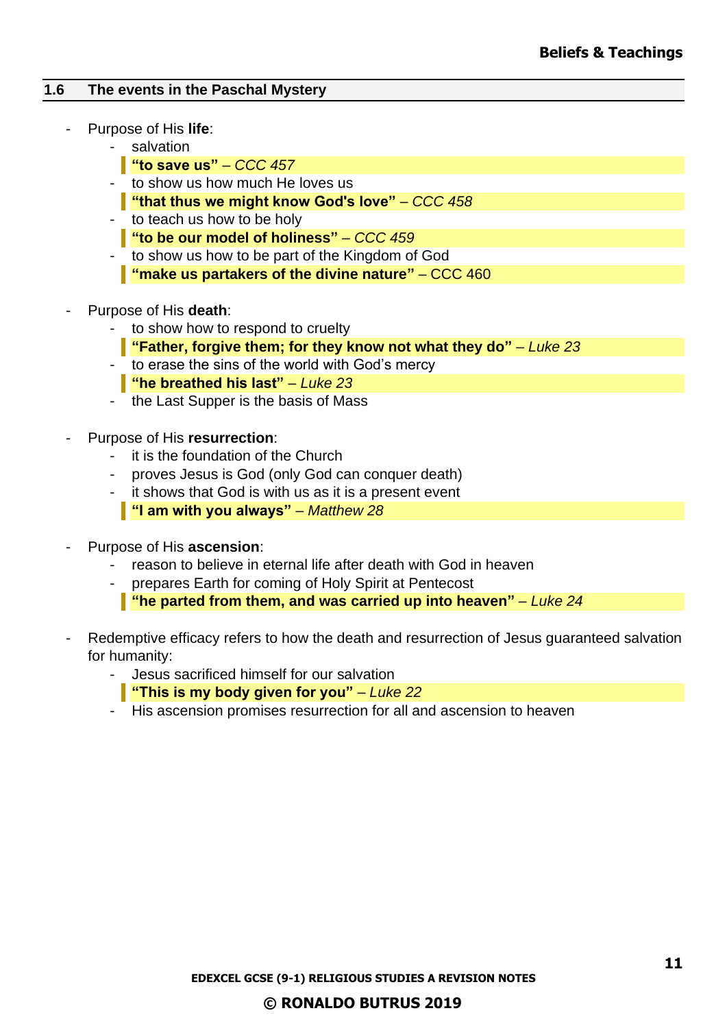## 1.6 The events in the Paschal Mystery

- Purpose of His **life**:
  - salvation
    > **"to save us"** – *CCC 457*
  - to show us how much He loves us
    > **"that thus we might know God's love"** – *CCC 458*
  - to teach us how to be holy
    > **"to be our model of holiness"** – *CCC 459*
  - to show us how to be part of the Kingdom of God
    > **"make us partakers of the divine nature"** – CCC 460

- Purpose of His **death**:
  - to show how to respond to cruelty
    > **"Father, forgive them; for they know not what they do"** – *Luke 23*
  - to erase the sins of the world with God's mercy
    > **"he breathed his last"** – *Luke 23*
  - the Last Supper is the basis of Mass

- Purpose of His **resurrection**:
  - it is the foundation of the Church
  - proves Jesus is God (only God can conquer death)
  - it shows that God is with us as it is a present event
    > **"I am with you always"** – *Matthew 28*

- Purpose of His **ascension**:
  - reason to believe in eternal life after death with God in heaven
  - prepares Earth for coming of Holy Spirit at Pentecost
    > **"he parted from them, and was carried up into heaven"** – *Luke 24*

- Redemptive efficacy refers to how the death and resurrection of Jesus guaranteed salvation for humanity:
  - Jesus sacrificed himself for our salvation
    > **"This is my body given for you"** – *Luke 22*
  - His ascension promises resurrection for all and ascension to heaven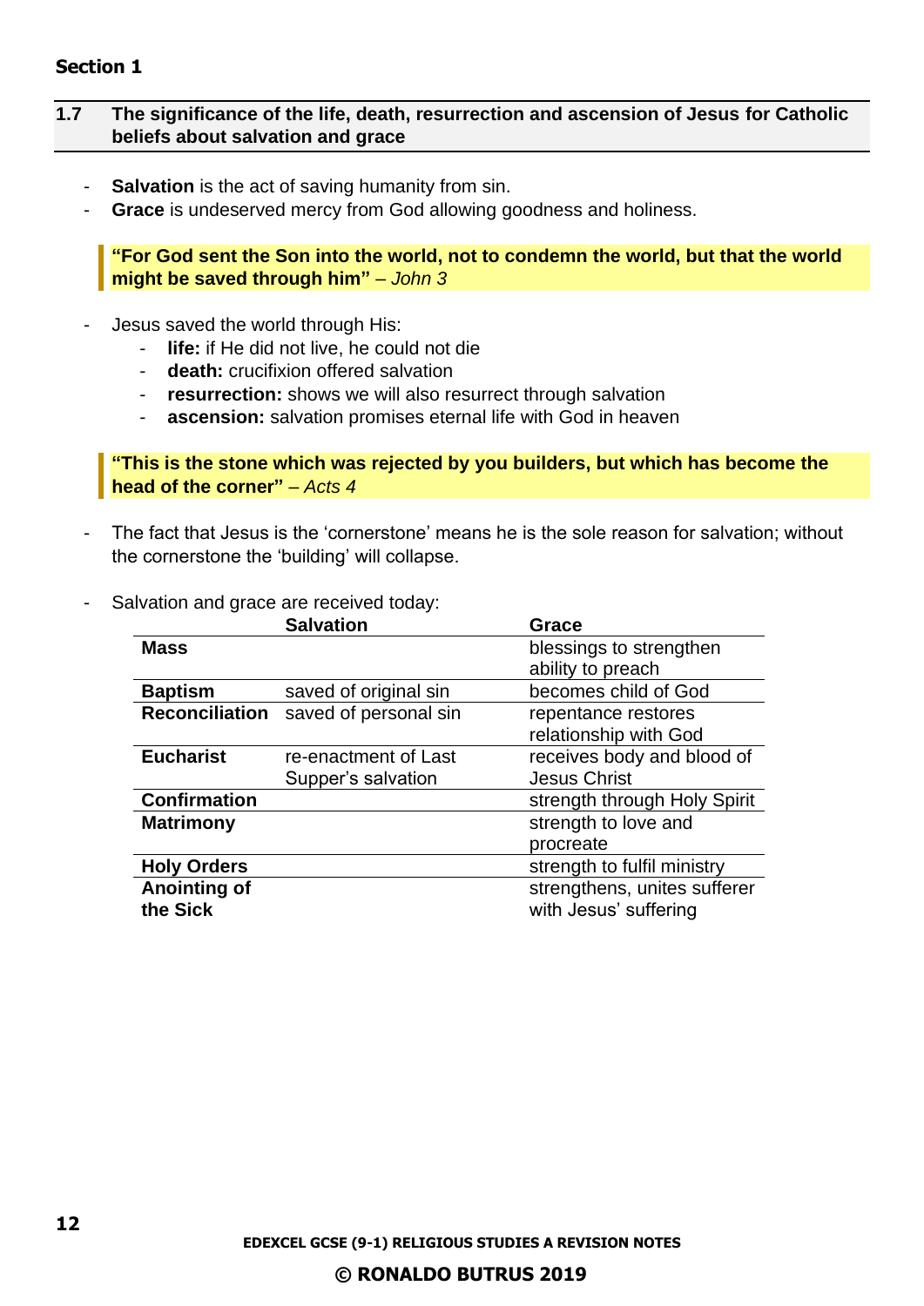## Section 1

### 1.7 The significance of the life, death, resurrection and ascension of Jesus for Catholic beliefs about salvation and grace

- **Salvation** is the act of saving humanity from sin.
- **Grace** is undeserved mercy from God allowing goodness and holiness.

> **"For God sent the Son into the world, not to condemn the world, but that the world might be saved through him"** – *John 3*

- Jesus saved the world through His:
  - **life:** if He did not live, he could not die
  - **death:** crucifixion offered salvation
  - **resurrection:** shows we will also resurrect through salvation
  - **ascension:** salvation promises eternal life with God in heaven

> **"This is the stone which was rejected by you builders, but which has become the head of the corner"** – *Acts 4*

- The fact that Jesus is the 'cornerstone' means he is the sole reason for salvation; without the cornerstone the 'building' will collapse.

- Salvation and grace are received today:

| | Salvation | Grace |
|---|---|---|
| **Mass** | | blessings to strengthen ability to preach |
| **Baptism** | saved of original sin | becomes child of God |
| **Reconciliation** | saved of personal sin | repentance restores relationship with God |
| **Eucharist** | re-enactment of Last Supper's salvation | receives body and blood of Jesus Christ |
| **Confirmation** | | strength through Holy Spirit |
| **Matrimony** | | strength to love and procreate |
| **Holy Orders** | | strength to fulfil ministry |
| **Anointing of the Sick** | | strengthens, unites sufferer with Jesus' suffering |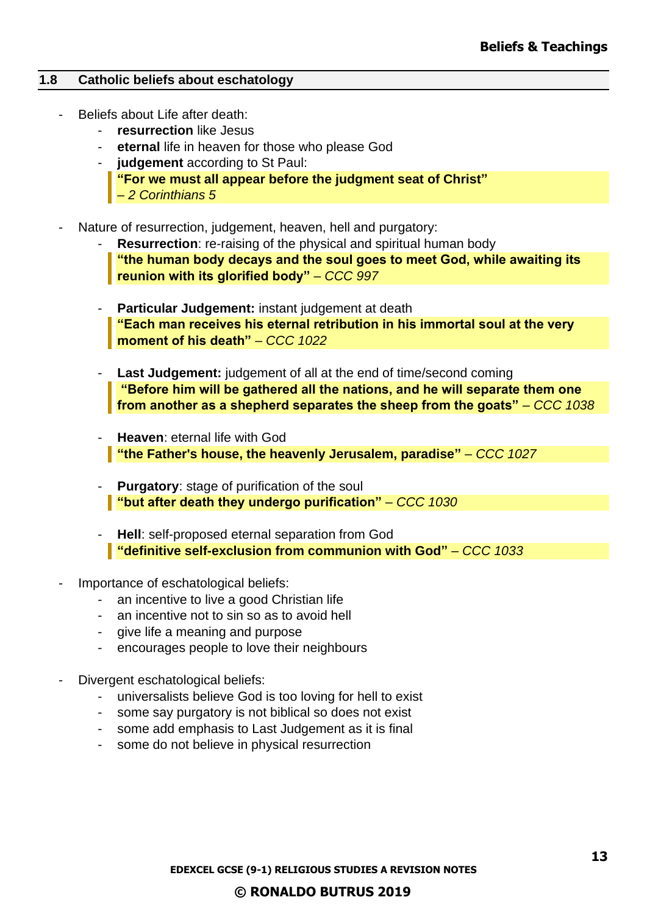## 1.8 Catholic beliefs about eschatology

- Beliefs about Life after death:
  - **resurrection** like Jesus
  - **eternal** life in heaven for those who please God
  - **judgement** according to St Paul:

    > **"For we must all appear before the judgment seat of Christ"** *– 2 Corinthians 5*

- Nature of resurrection, judgement, heaven, hell and purgatory:
  - **Resurrection**: re-raising of the physical and spiritual human body

    > **"the human body decays and the soul goes to meet God, while awaiting its reunion with its glorified body"** *– CCC 997*

  - **Particular Judgement:** instant judgement at death

    > **"Each man receives his eternal retribution in his immortal soul at the very moment of his death"** *– CCC 1022*

  - **Last Judgement:** judgement of all at the end of time/second coming

    > **"Before him will be gathered all the nations, and he will separate them one from another as a shepherd separates the sheep from the goats"** *– CCC 1038*

  - **Heaven**: eternal life with God

    > **"the Father's house, the heavenly Jerusalem, paradise"** *– CCC 1027*

  - **Purgatory**: stage of purification of the soul

    > **"but after death they undergo purification"** *– CCC 1030*

  - **Hell**: self-proposed eternal separation from God

    > **"definitive self-exclusion from communion with God"** *– CCC 1033*

- Importance of eschatological beliefs:
  - an incentive to live a good Christian life
  - an incentive not to sin so as to avoid hell
  - give life a meaning and purpose
  - encourages people to love their neighbours

- Divergent eschatological beliefs:
  - universalists believe God is too loving for hell to exist
  - some say purgatory is not biblical so does not exist
  - some add emphasis to Last Judgement as it is final
  - some do not believe in physical resurrection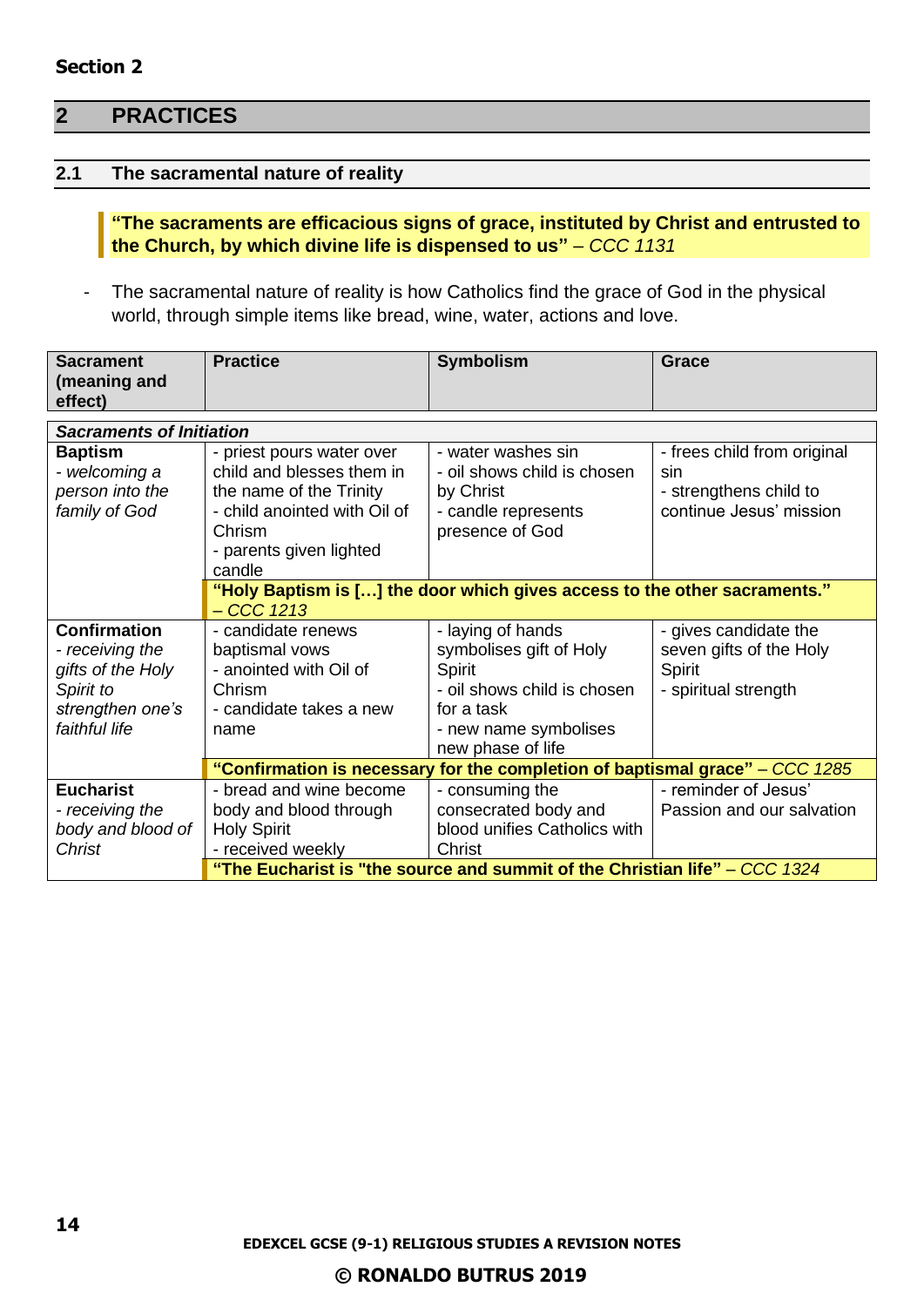**Section 2**

# 2 PRACTICES

## 2.1 The sacramental nature of reality

> **"The sacraments are efficacious signs of grace, instituted by Christ and entrusted to the Church, by which divine life is dispensed to us"** – *CCC 1131*

- The sacramental nature of reality is how Catholics find the grace of God in the physical world, through simple items like bread, wine, water, actions and love.

| **Sacrament (meaning and effect)** | **Practice** | **Symbolism** | **Grace** |
|---|---|---|---|
| ***Sacraments of Initiation*** | | | |
| **Baptism**<br>*- welcoming a person into the family of God* | - priest pours water over child and blesses them in the name of the Trinity<br>- child anointed with Oil of Chrism<br>- parents given lighted candle | - water washes sin<br>- oil shows child is chosen by Christ<br>- candle represents presence of God | - frees child from original sin<br>- strengthens child to continue Jesus' mission |
| | **"Holy Baptism is […] the door which gives access to the other sacraments."** – *CCC 1213* | | |
| **Confirmation**<br>*- receiving the gifts of the Holy Spirit to strengthen one's faithful life* | - candidate renews baptismal vows<br>- anointed with Oil of Chrism<br>- candidate takes a new name | - laying of hands symbolises gift of Holy Spirit<br>- oil shows child is chosen for a task<br>- new name symbolises new phase of life | - gives candidate the seven gifts of the Holy Spirit<br>- spiritual strength |
| | **"Confirmation is necessary for the completion of baptismal grace"** – *CCC 1285* | | |
| **Eucharist**<br>*- receiving the body and blood of Christ* | - bread and wine become body and blood through Holy Spirit<br>- received weekly | - consuming the consecrated body and blood unifies Catholics with Christ | - reminder of Jesus' Passion and our salvation |
| | **"The Eucharist is "the source and summit of the Christian life"** – *CCC 1324* | | |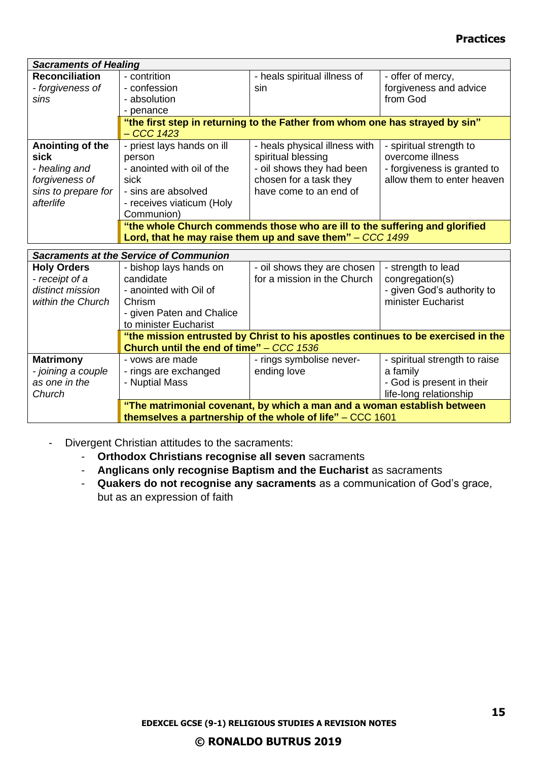## Practices

| *Sacraments of Healing* | | | |
|---|---|---|---|
| **Reconciliation**<br>*- forgiveness of sins* | - contrition<br>- confession<br>- absolution<br>- penance | - heals spiritual illness of sin | - offer of mercy, forgiveness and advice from God |
| | **"the first step in returning to the Father from whom one has strayed by sin"** *– CCC 1423* | | |
| **Anointing of the sick**<br>*- healing and forgiveness of sins to prepare for afterlife* | - priest lays hands on ill person<br>- anointed with oil of the sick<br>- sins are absolved<br>- receives viaticum (Holy Communion) | - heals physical illness with spiritual blessing<br>- oil shows they had been chosen for a task they have come to an end of | - spiritual strength to overcome illness<br>- forgiveness is granted to allow them to enter heaven |
| | **"the whole Church commends those who are ill to the suffering and glorified Lord, that he may raise them up and save them"** *– CCC 1499* | | |

| *Sacraments at the Service of Communion* | | | |
|---|---|---|---|
| **Holy Orders**<br>*- receipt of a distinct mission within the Church* | - bishop lays hands on candidate<br>- anointed with Oil of Chrism<br>- given Paten and Chalice to minister Eucharist | - oil shows they are chosen for a mission in the Church | - strength to lead congregation(s)<br>- given God's authority to minister Eucharist |
| | **"the mission entrusted by Christ to his apostles continues to be exercised in the Church until the end of time"** *– CCC 1536* | | |
| **Matrimony**<br>*- joining a couple as one in the Church* | - vows are made<br>- rings are exchanged<br>- Nuptial Mass | - rings symbolise never-ending love | - spiritual strength to raise a family<br>- God is present in their life-long relationship |
| | **"The matrimonial covenant, by which a man and a woman establish between themselves a partnership of the whole of life"** – CCC 1601 | | |

- Divergent Christian attitudes to the sacraments:
  - **Orthodox Christians recognise all seven** sacraments
  - **Anglicans only recognise Baptism and the Eucharist** as sacraments
  - **Quakers do not recognise any sacraments** as a communication of God's grace, but as an expression of faith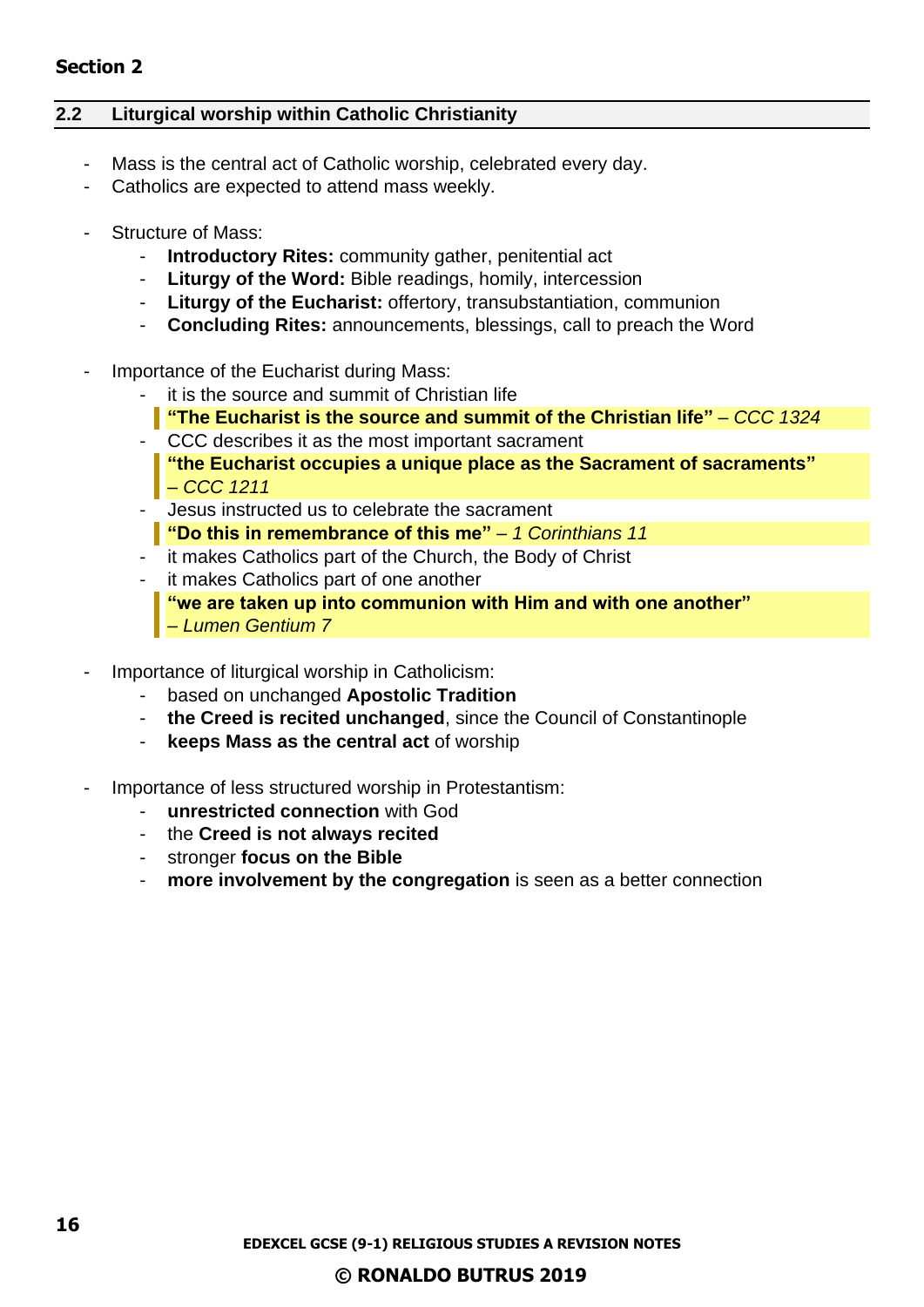**Section 2**

## 2.2 Liturgical worship within Catholic Christianity

- Mass is the central act of Catholic worship, celebrated every day.
- Catholics are expected to attend mass weekly.

- Structure of Mass:
  - **Introductory Rites:** community gather, penitential act
  - **Liturgy of the Word:** Bible readings, homily, intercession
  - **Liturgy of the Eucharist:** offertory, transubstantiation, communion
  - **Concluding Rites:** announcements, blessings, call to preach the Word

- Importance of the Eucharist during Mass:
  - it is the source and summit of Christian life

    > **"The Eucharist is the source and summit of the Christian life"** – *CCC 1324*

  - CCC describes it as the most important sacrament

    > **"the Eucharist occupies a unique place as the Sacrament of sacraments"** – *CCC 1211*

  - Jesus instructed us to celebrate the sacrament

    > **"Do this in remembrance of this me"** – *1 Corinthians 11*

  - it makes Catholics part of the Church, the Body of Christ
  - it makes Catholics part of one another

    > **"we are taken up into communion with Him and with one another"** – *Lumen Gentium 7*

- Importance of liturgical worship in Catholicism:
  - based on unchanged **Apostolic Tradition**
  - **the Creed is recited unchanged**, since the Council of Constantinople
  - **keeps Mass as the central act** of worship

- Importance of less structured worship in Protestantism:
  - **unrestricted connection** with God
  - the **Creed is not always recited**
  - stronger **focus on the Bible**
  - **more involvement by the congregation** is seen as a better connection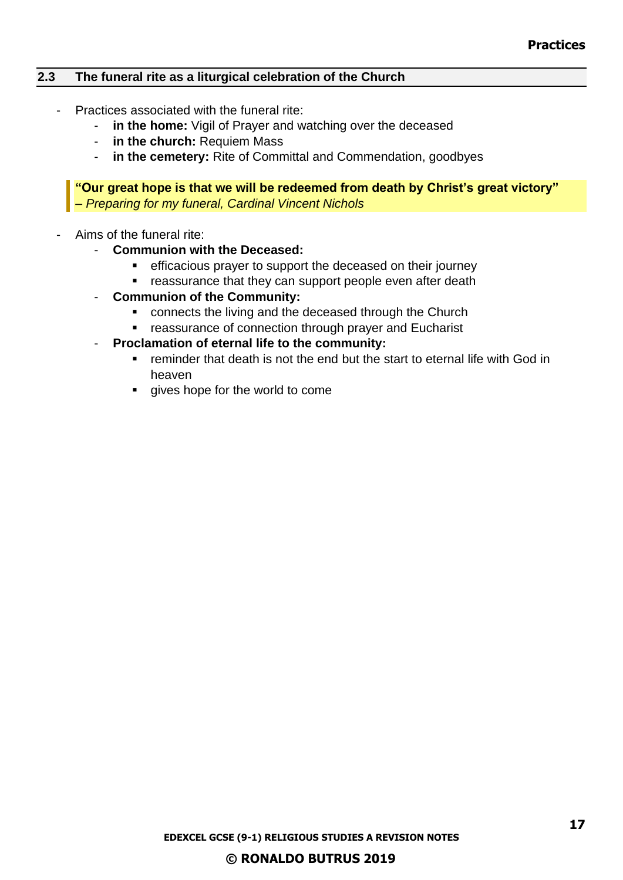## 2.3 The funeral rite as a liturgical celebration of the Church

- Practices associated with the funeral rite:
  - **in the home:** Vigil of Prayer and watching over the deceased
  - **in the church:** Requiem Mass
  - **in the cemetery:** Rite of Committal and Commendation, goodbyes

> **"Our great hope is that we will be redeemed from death by Christ's great victory"**
> *– Preparing for my funeral, Cardinal Vincent Nichols*

- Aims of the funeral rite:
  - **Communion with the Deceased:**
    - efficacious prayer to support the deceased on their journey
    - reassurance that they can support people even after death
  - **Communion of the Community:**
    - connects the living and the deceased through the Church
    - reassurance of connection through prayer and Eucharist
  - **Proclamation of eternal life to the community:**
    - reminder that death is not the end but the start to eternal life with God in heaven
    - gives hope for the world to come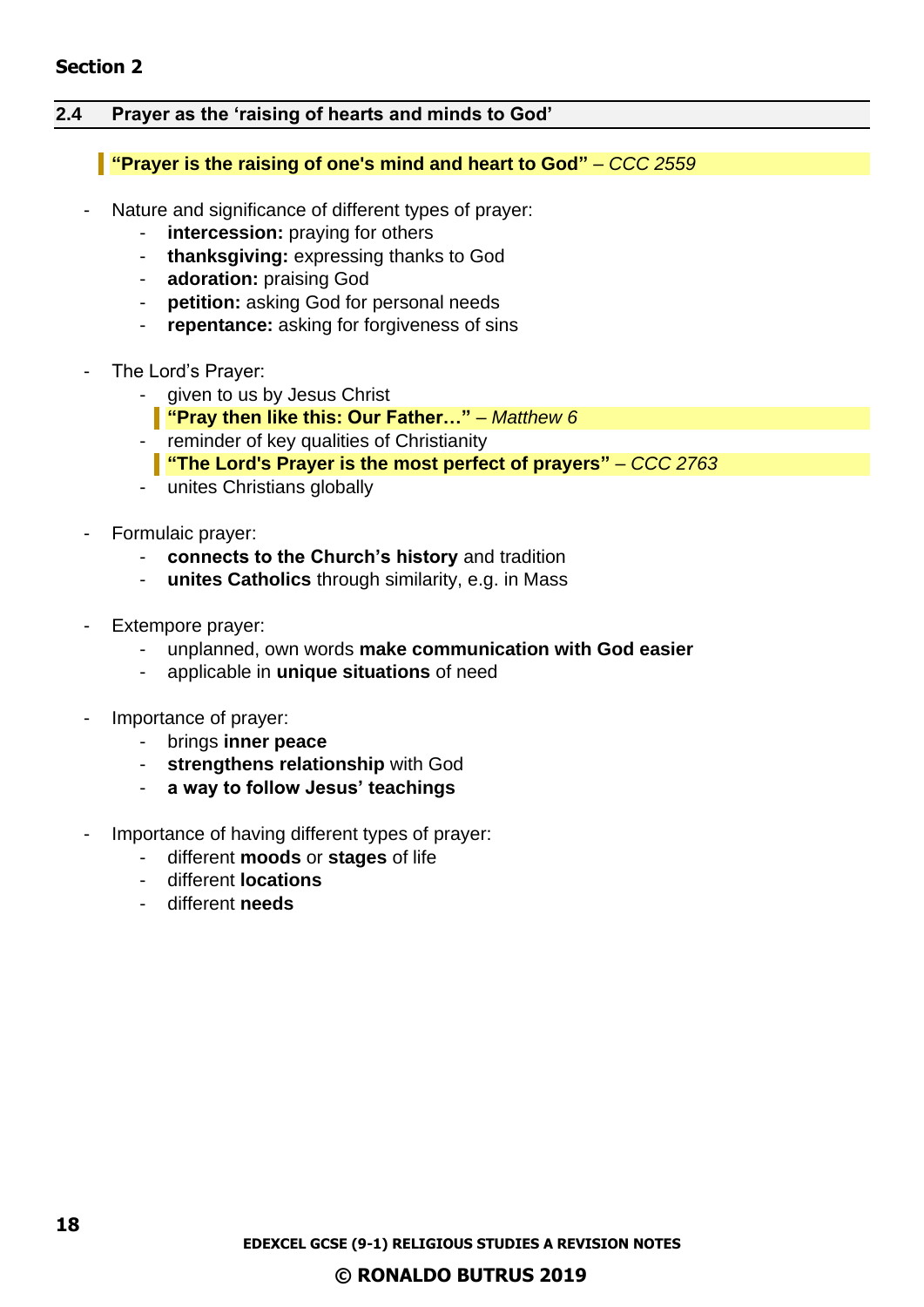## Section 2

### 2.4 Prayer as the 'raising of hearts and minds to God'

> **"Prayer is the raising of one's mind and heart to God"** – *CCC 2559*

- Nature and significance of different types of prayer:
  - **intercession:** praying for others
  - **thanksgiving:** expressing thanks to God
  - **adoration:** praising God
  - **petition:** asking God for personal needs
  - **repentance:** asking for forgiveness of sins

- The Lord's Prayer:
  - given to us by Jesus Christ
    > **"Pray then like this: Our Father…"** – *Matthew 6*
  - reminder of key qualities of Christianity
    > **"The Lord's Prayer is the most perfect of prayers"** – *CCC 2763*
  - unites Christians globally

- Formulaic prayer:
  - **connects to the Church's history** and tradition
  - **unites Catholics** through similarity, e.g. in Mass

- Extempore prayer:
  - unplanned, own words **make communication with God easier**
  - applicable in **unique situations** of need

- Importance of prayer:
  - brings **inner peace**
  - **strengthens relationship** with God
  - **a way to follow Jesus' teachings**

- Importance of having different types of prayer:
  - different **moods** or **stages** of life
  - different **locations**
  - different **needs**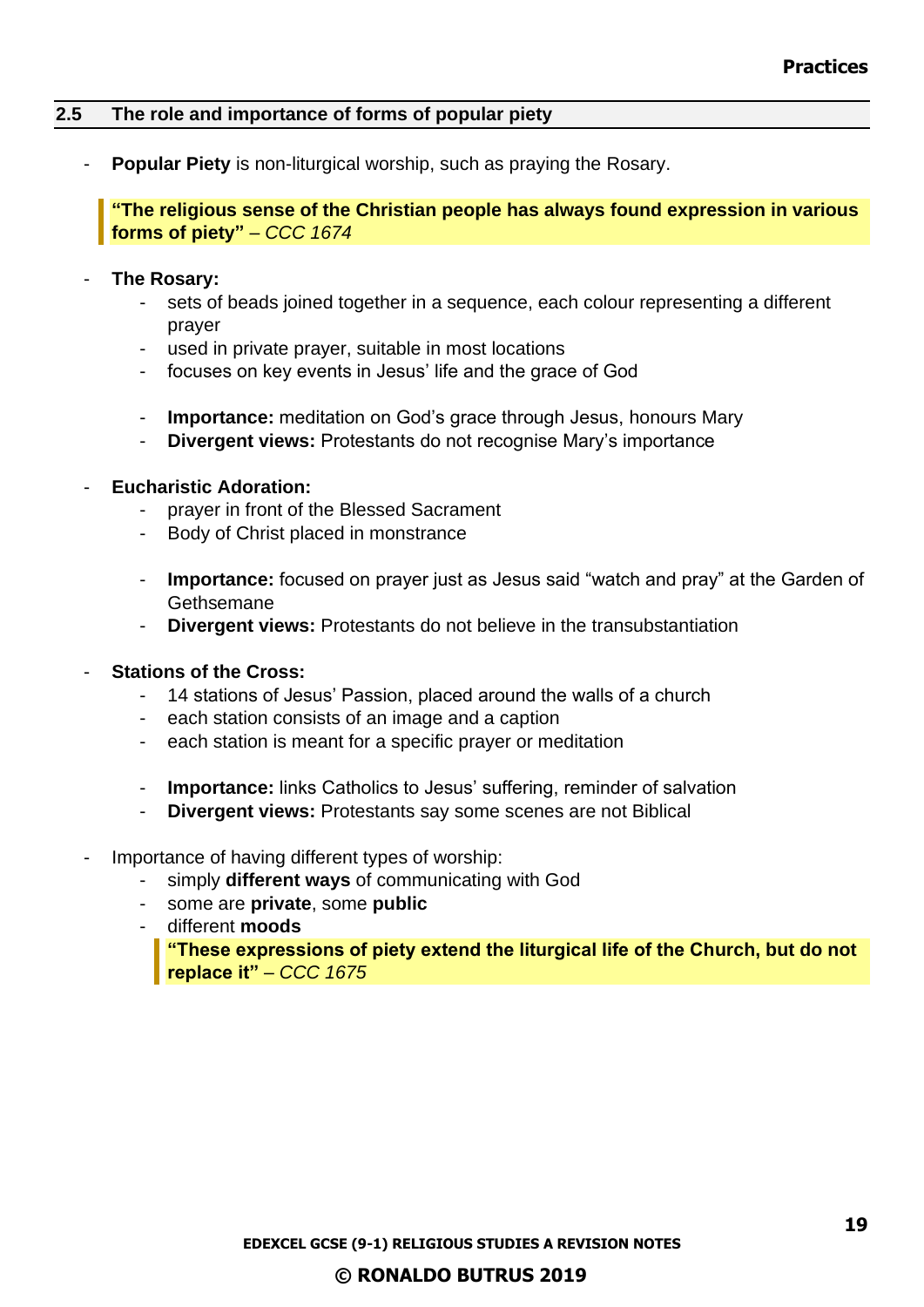## 2.5 The role and importance of forms of popular piety

- **Popular Piety** is non-liturgical worship, such as praying the Rosary.

> **"The religious sense of the Christian people has always found expression in various forms of piety"** – *CCC 1674*

- **The Rosary:**
  - sets of beads joined together in a sequence, each colour representing a different prayer
  - used in private prayer, suitable in most locations
  - focuses on key events in Jesus' life and the grace of God

  - **Importance:** meditation on God's grace through Jesus, honours Mary
  - **Divergent views:** Protestants do not recognise Mary's importance

- **Eucharistic Adoration:**
  - prayer in front of the Blessed Sacrament
  - Body of Christ placed in monstrance

  - **Importance:** focused on prayer just as Jesus said "watch and pray" at the Garden of Gethsemane
  - **Divergent views:** Protestants do not believe in the transubstantiation

- **Stations of the Cross:**
  - 14 stations of Jesus' Passion, placed around the walls of a church
  - each station consists of an image and a caption
  - each station is meant for a specific prayer or meditation

  - **Importance:** links Catholics to Jesus' suffering, reminder of salvation
  - **Divergent views:** Protestants say some scenes are not Biblical

- Importance of having different types of worship:
  - simply **different ways** of communicating with God
  - some are **private**, some **public**
  - different **moods**

  > **"These expressions of piety extend the liturgical life of the Church, but do not replace it"** – *CCC 1675*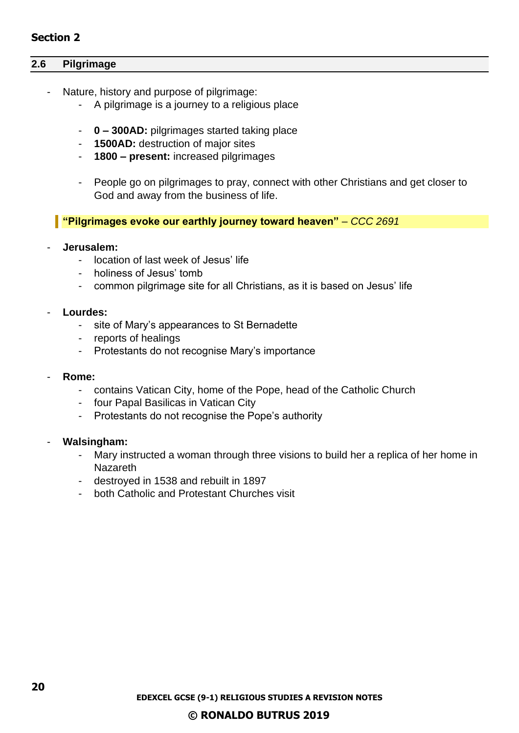**Section 2**

## 2.6 Pilgrimage

- Nature, history and purpose of pilgrimage:
    - A pilgrimage is a journey to a religious place

    - **0 – 300AD:** pilgrimages started taking place
    - **1500AD:** destruction of major sites
    - **1800 – present:** increased pilgrimages

    - People go on pilgrimages to pray, connect with other Christians and get closer to God and away from the business of life.

> **"Pilgrimages evoke our earthly journey toward heaven"** – *CCC 2691*

- **Jerusalem:**
    - location of last week of Jesus' life
    - holiness of Jesus' tomb
    - common pilgrimage site for all Christians, as it is based on Jesus' life

- **Lourdes:**
    - site of Mary's appearances to St Bernadette
    - reports of healings
    - Protestants do not recognise Mary's importance

- **Rome:**
    - contains Vatican City, home of the Pope, head of the Catholic Church
    - four Papal Basilicas in Vatican City
    - Protestants do not recognise the Pope's authority

- **Walsingham:**
    - Mary instructed a woman through three visions to build her a replica of her home in Nazareth
    - destroyed in 1538 and rebuilt in 1897
    - both Catholic and Protestant Churches visit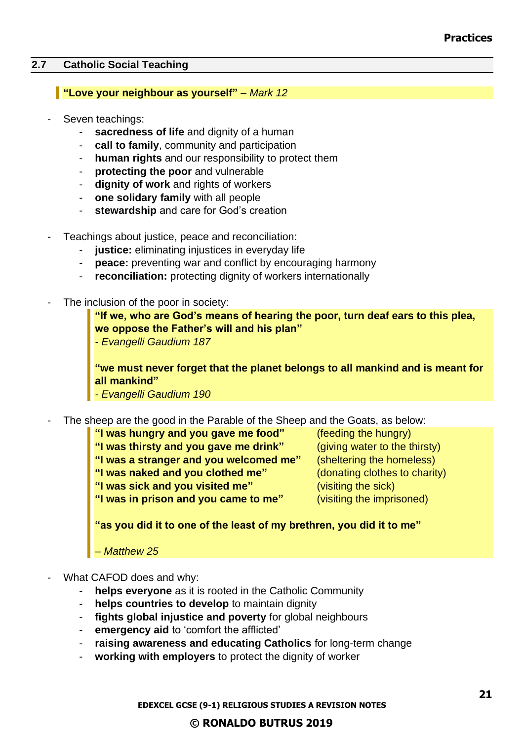## 2.7 Catholic Social Teaching

> **"Love your neighbour as yourself"** – *Mark 12*

- Seven teachings:
  - **sacredness of life** and dignity of a human
  - **call to family**, community and participation
  - **human rights** and our responsibility to protect them
  - **protecting the poor** and vulnerable
  - **dignity of work** and rights of workers
  - **one solidary family** with all people
  - **stewardship** and care for God's creation

- Teachings about justice, peace and reconciliation:
  - **justice:** eliminating injustices in everyday life
  - **peace:** preventing war and conflict by encouraging harmony
  - **reconciliation:** protecting dignity of workers internationally

- The inclusion of the poor in society:

  > **"If we, who are God's means of hearing the poor, turn deaf ears to this plea, we oppose the Father's will and his plan"**
  > - *Evangelli Gaudium 187*
  >
  > **"we must never forget that the planet belongs to all mankind and is meant for all mankind"**
  > - *Evangelli Gaudium 190*

- The sheep are the good in the Parable of the Sheep and the Goats, as below:

  > **"I was hungry and you gave me food"** (feeding the hungry)
  > **"I was thirsty and you gave me drink"** (giving water to the thirsty)
  > **"I was a stranger and you welcomed me"** (sheltering the homeless)
  > **"I was naked and you clothed me"** (donating clothes to charity)
  > **"I was sick and you visited me"** (visiting the sick)
  > **"I was in prison and you came to me"** (visiting the imprisoned)
  >
  > **"as you did it to one of the least of my brethren, you did it to me"**
  >
  > *– Matthew 25*

- What CAFOD does and why:
  - **helps everyone** as it is rooted in the Catholic Community
  - **helps countries to develop** to maintain dignity
  - **fights global injustice and poverty** for global neighbours
  - **emergency aid** to 'comfort the afflicted'
  - **raising awareness and educating Catholics** for long-term change
  - **working with employers** to protect the dignity of worker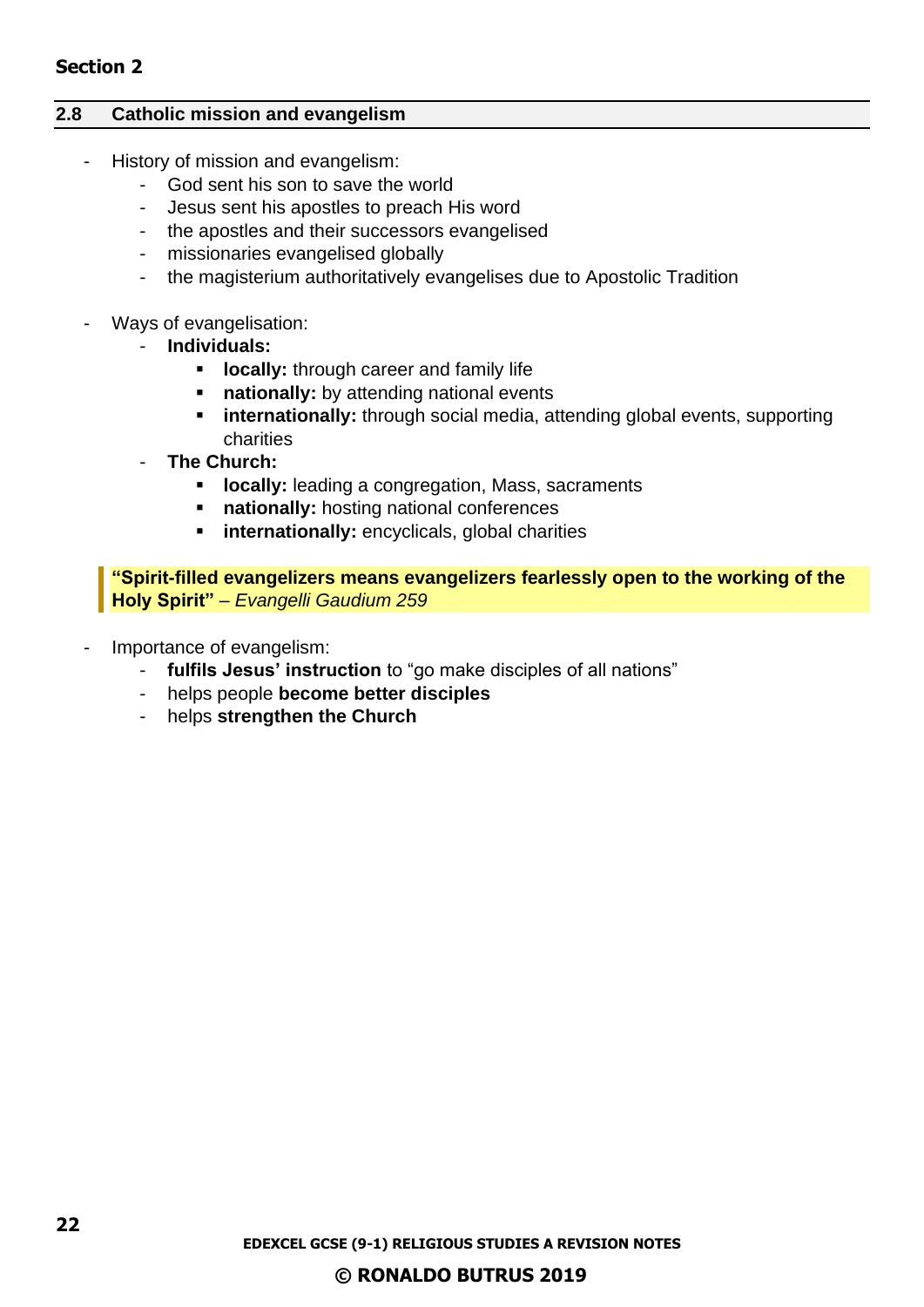**Section 2**

## 2.8 Catholic mission and evangelism

- History of mission and evangelism:
  - God sent his son to save the world
  - Jesus sent his apostles to preach His word
  - the apostles and their successors evangelised
  - missionaries evangelised globally
  - the magisterium authoritatively evangelises due to Apostolic Tradition

- Ways of evangelisation:
  - **Individuals:**
    - **locally:** through career and family life
    - **nationally:** by attending national events
    - **internationally:** through social media, attending global events, supporting charities
  - **The Church:**
    - **locally:** leading a congregation, Mass, sacraments
    - **nationally:** hosting national conferences
    - **internationally:** encyclicals, global charities

> **"Spirit-filled evangelizers means evangelizers fearlessly open to the working of the Holy Spirit"** – *Evangelli Gaudium 259*

- Importance of evangelism:
  - **fulfils Jesus' instruction** to "go make disciples of all nations"
  - helps people **become better disciples**
  - helps **strengthen the Church**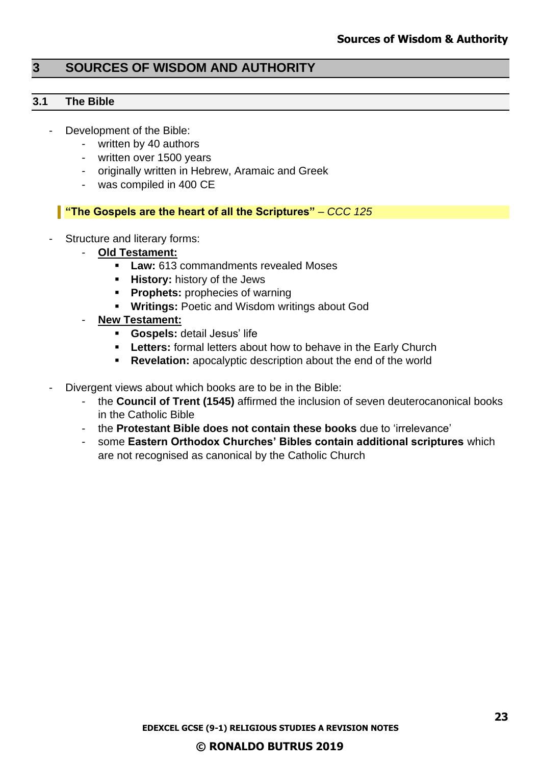## 3 SOURCES OF WISDOM AND AUTHORITY

### 3.1 The Bible

- Development of the Bible:
  - written by 40 authors
  - written over 1500 years
  - originally written in Hebrew, Aramaic and Greek
  - was compiled in 400 CE

> **"The Gospels are the heart of all the Scriptures"** – *CCC 125*

- Structure and literary forms:
  - **Old Testament:**
    - **Law:** 613 commandments revealed Moses
    - **History:** history of the Jews
    - **Prophets:** prophecies of warning
    - **Writings:** Poetic and Wisdom writings about God
  - **New Testament:**
    - **Gospels:** detail Jesus' life
    - **Letters:** formal letters about how to behave in the Early Church
    - **Revelation:** apocalyptic description about the end of the world

- Divergent views about which books are to be in the Bible:
  - the **Council of Trent (1545)** affirmed the inclusion of seven deuterocanonical books in the Catholic Bible
  - the **Protestant Bible does not contain these books** due to 'irrelevance'
  - some **Eastern Orthodox Churches' Bibles contain additional scriptures** which are not recognised as canonical by the Catholic Church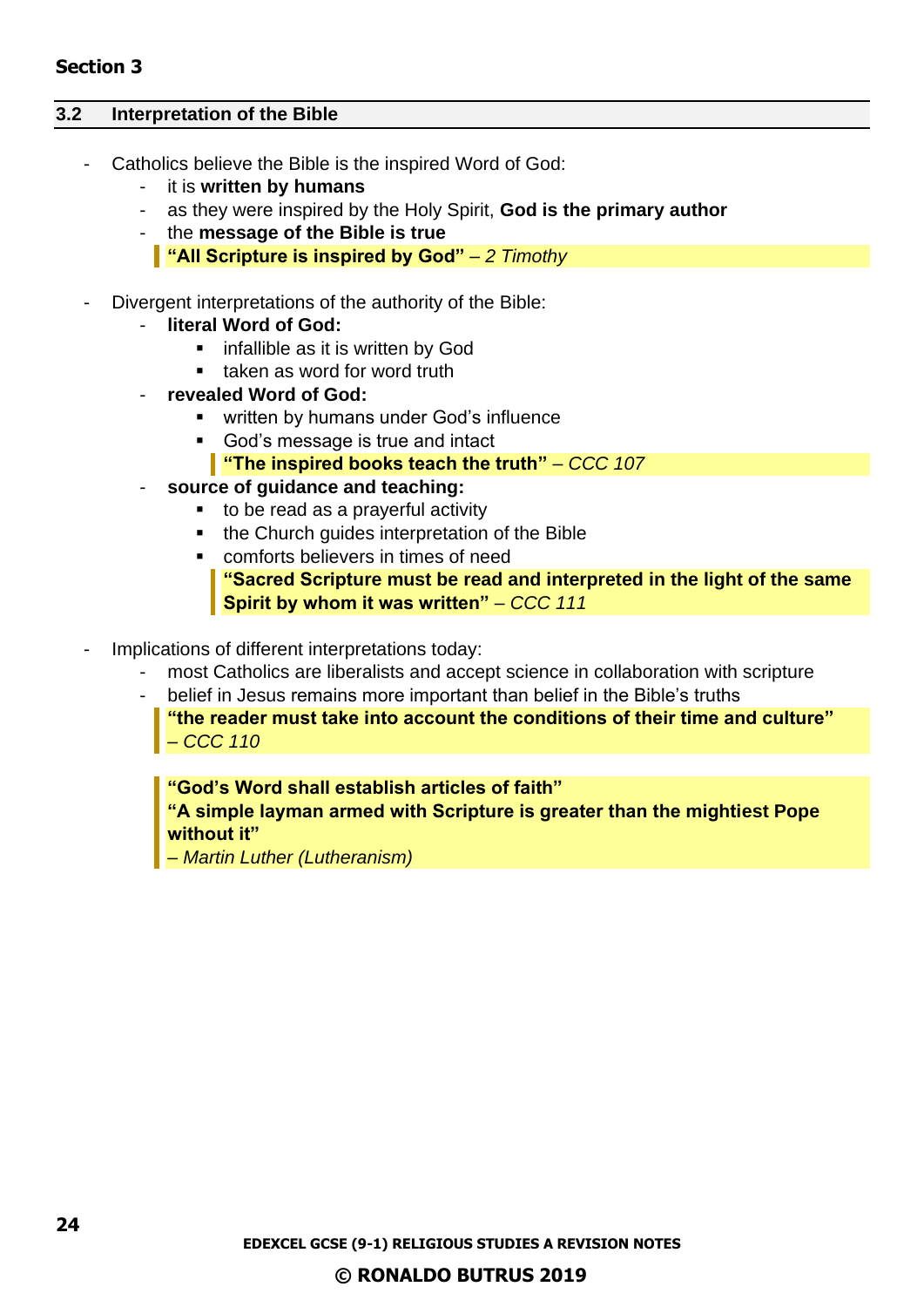## Section 3

### 3.2 Interpretation of the Bible

- Catholics believe the Bible is the inspired Word of God:
    - it is **written by humans**
    - as they were inspired by the Holy Spirit, **God is the primary author**
    - the **message of the Bible is true**

    > **"All Scripture is inspired by God"** – *2 Timothy*

- Divergent interpretations of the authority of the Bible:
    - **literal Word of God:**
        - infallible as it is written by God
        - taken as word for word truth
    - **revealed Word of God:**
        - written by humans under God's influence
        - God's message is true and intact

        > **"The inspired books teach the truth"** – *CCC 107*

    - **source of guidance and teaching:**
        - to be read as a prayerful activity
        - the Church guides interpretation of the Bible
        - comforts believers in times of need

        > **"Sacred Scripture must be read and interpreted in the light of the same Spirit by whom it was written"** – *CCC 111*

- Implications of different interpretations today:
    - most Catholics are liberalists and accept science in collaboration with scripture
    - belief in Jesus remains more important than belief in the Bible's truths

    > **"the reader must take into account the conditions of their time and culture"** – *CCC 110*

    > **"God's Word shall establish articles of faith"**
    > **"A simple layman armed with Scripture is greater than the mightiest Pope without it"**
    > – *Martin Luther (Lutheranism)*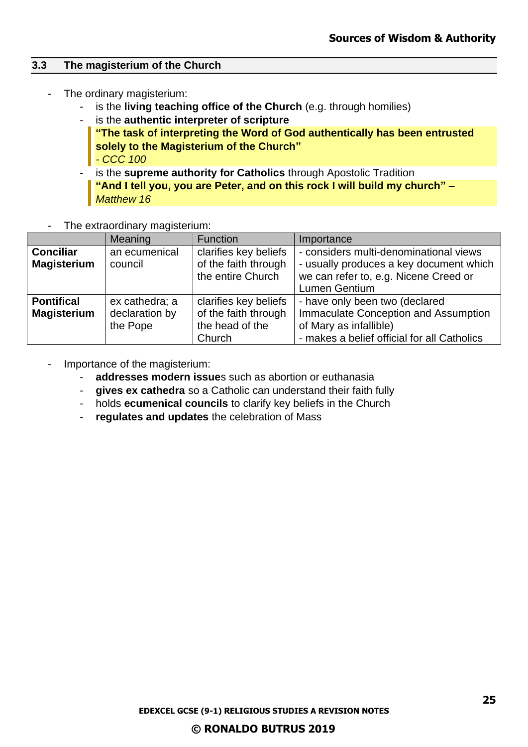## 3.3 The magisterium of the Church

- The ordinary magisterium:
  - is the **living teaching office of the Church** (e.g. through homilies)
  - is the **authentic interpreter of scripture**

    > **"The task of interpreting the Word of God authentically has been entrusted solely to the Magisterium of the Church"**
    > *- CCC 100*

  - is the **supreme authority for Catholics** through Apostolic Tradition

    > **"And I tell you, you are Peter, and on this rock I will build my church"** – *Matthew 16*

- The extraordinary magisterium:

| | Meaning | Function | Importance |
|---|---|---|---|
| **Conciliar Magisterium** | an ecumenical council | clarifies key beliefs of the faith through the entire Church | - considers multi-denominational views<br>- usually produces a key document which we can refer to, e.g. Nicene Creed or Lumen Gentium |
| **Pontifical Magisterium** | ex cathedra; a declaration by the Pope | clarifies key beliefs of the faith through the head of the Church | - have only been two (declared Immaculate Conception and Assumption of Mary as infallible)<br>- makes a belief official for all Catholics |

- Importance of the magisterium:
  - **addresses modern issue**s such as abortion or euthanasia
  - **gives ex cathedra** so a Catholic can understand their faith fully
  - holds **ecumenical councils** to clarify key beliefs in the Church
  - **regulates and updates** the celebration of Mass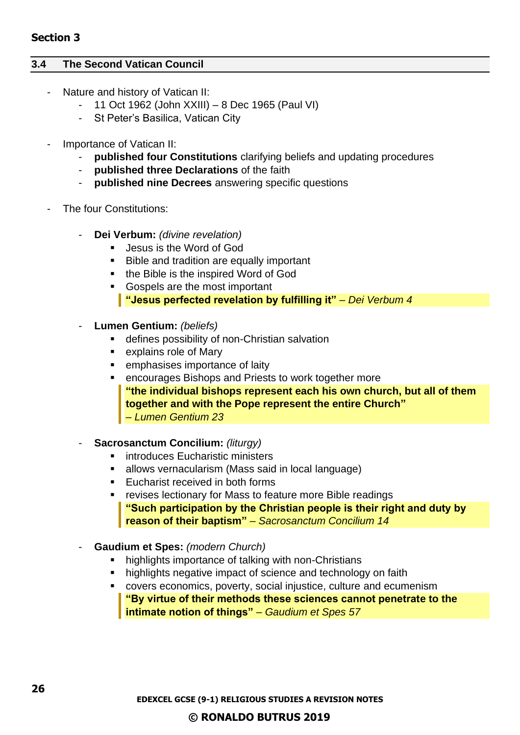**Section 3**

## 3.4 The Second Vatican Council

- Nature and history of Vatican II:
  - 11 Oct 1962 (John XXIII) – 8 Dec 1965 (Paul VI)
  - St Peter's Basilica, Vatican City

- Importance of Vatican II:
  - **published four Constitutions** clarifying beliefs and updating procedures
  - **published three Declarations** of the faith
  - **published nine Decrees** answering specific questions

- The four Constitutions:

  - **Dei Verbum:** *(divine revelation)*
    - Jesus is the Word of God
    - Bible and tradition are equally important
    - the Bible is the inspired Word of God
    - Gospels are the most important

    > **"Jesus perfected revelation by fulfilling it"** – *Dei Verbum 4*

  - **Lumen Gentium:** *(beliefs)*
    - defines possibility of non-Christian salvation
    - explains role of Mary
    - emphasises importance of laity
    - encourages Bishops and Priests to work together more

    > **"the individual bishops represent each his own church, but all of them together and with the Pope represent the entire Church"** *– Lumen Gentium 23*

  - **Sacrosanctum Concilium:** *(liturgy)*
    - introduces Eucharistic ministers
    - allows vernacularism (Mass said in local language)
    - Eucharist received in both forms
    - revises lectionary for Mass to feature more Bible readings

    > **"Such participation by the Christian people is their right and duty by reason of their baptism"** – *Sacrosanctum Concilium 14*

  - **Gaudium et Spes:** *(modern Church)*
    - highlights importance of talking with non-Christians
    - highlights negative impact of science and technology on faith
    - covers economics, poverty, social injustice, culture and ecumenism

    > **"By virtue of their methods these sciences cannot penetrate to the intimate notion of things"** – *Gaudium et Spes 57*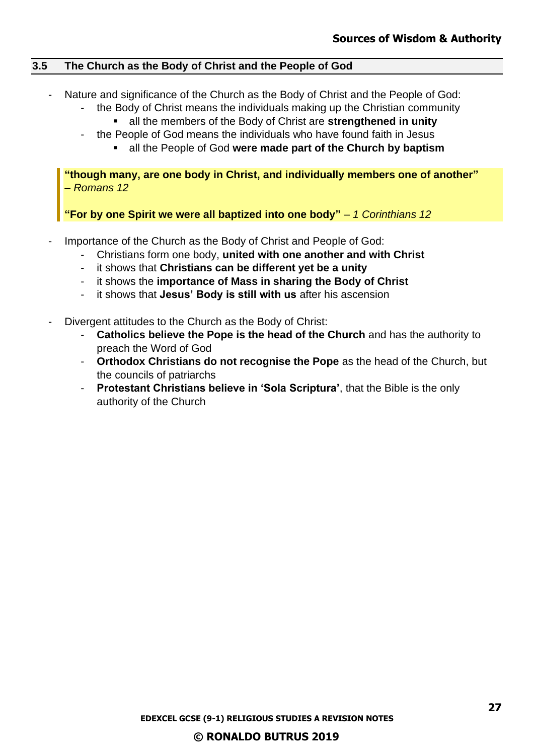## 3.5 The Church as the Body of Christ and the People of God

- Nature and significance of the Church as the Body of Christ and the People of God:
  - the Body of Christ means the individuals making up the Christian community
    - all the members of the Body of Christ are **strengthened in unity**
  - the People of God means the individuals who have found faith in Jesus
    - all the People of God **were made part of the Church by baptism**

> **"though many, are one body in Christ, and individually members one of another"** *– Romans 12*
>
> **"For by one Spirit we were all baptized into one body"** *– 1 Corinthians 12*

- Importance of the Church as the Body of Christ and People of God:
  - Christians form one body, **united with one another and with Christ**
  - it shows that **Christians can be different yet be a unity**
  - it shows the **importance of Mass in sharing the Body of Christ**
  - it shows that **Jesus' Body is still with us** after his ascension

- Divergent attitudes to the Church as the Body of Christ:
  - **Catholics believe the Pope is the head of the Church** and has the authority to preach the Word of God
  - **Orthodox Christians do not recognise the Pope** as the head of the Church, but the councils of patriarchs
  - **Protestant Christians believe in 'Sola Scriptura'**, that the Bible is the only authority of the Church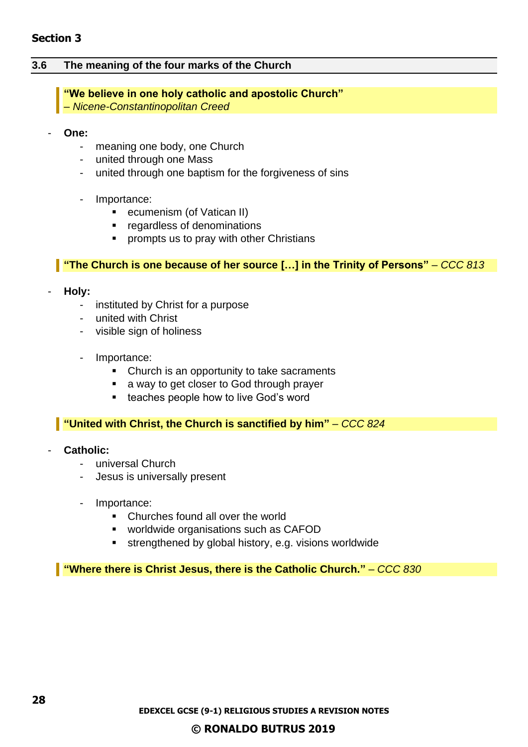**Section 3**

## 3.6 The meaning of the four marks of the Church

> **"We believe in one holy catholic and apostolic Church"**
> *– Nicene-Constantinopolitan Creed*

- **One:**
  - meaning one body, one Church
  - united through one Mass
  - united through one baptism for the forgiveness of sins

  - Importance:
    - ecumenism (of Vatican II)
    - regardless of denominations
    - prompts us to pray with other Christians

> **"The Church is one because of her source […] in the Trinity of Persons"** *– CCC 813*

- **Holy:**
  - instituted by Christ for a purpose
  - united with Christ
  - visible sign of holiness

  - Importance:
    - Church is an opportunity to take sacraments
    - a way to get closer to God through prayer
    - teaches people how to live God's word

> **"United with Christ, the Church is sanctified by him"** *– CCC 824*

- **Catholic:**
  - universal Church
  - Jesus is universally present

  - Importance:
    - Churches found all over the world
    - worldwide organisations such as CAFOD
    - strengthened by global history, e.g. visions worldwide

> **"Where there is Christ Jesus, there is the Catholic Church."** *– CCC 830*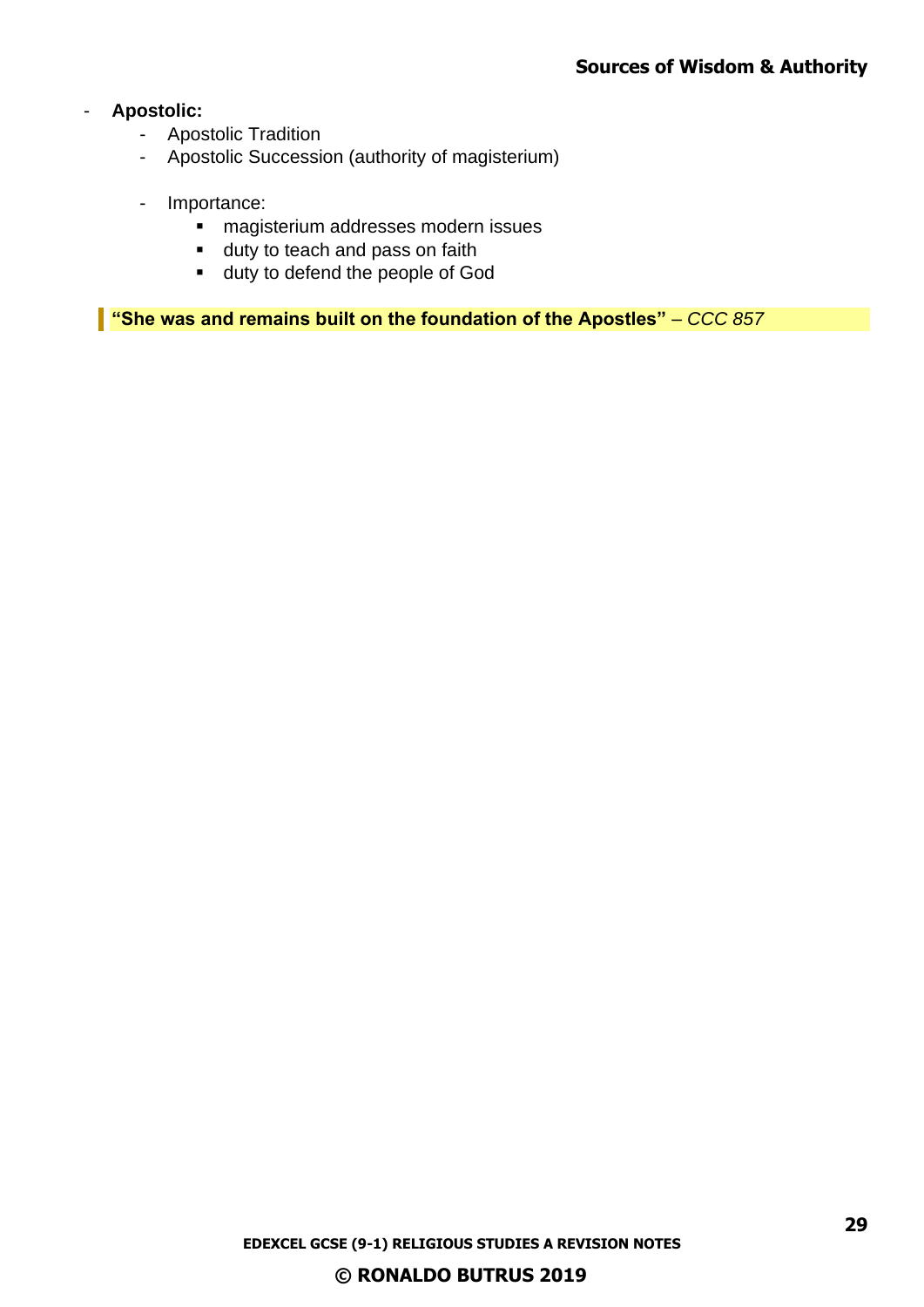- **Apostolic:**
  - Apostolic Tradition
  - Apostolic Succession (authority of magisterium)

  - Importance:
    - magisterium addresses modern issues
    - duty to teach and pass on faith
    - duty to defend the people of God

> **"She was and remains built on the foundation of the Apostles"** – *CCC 857*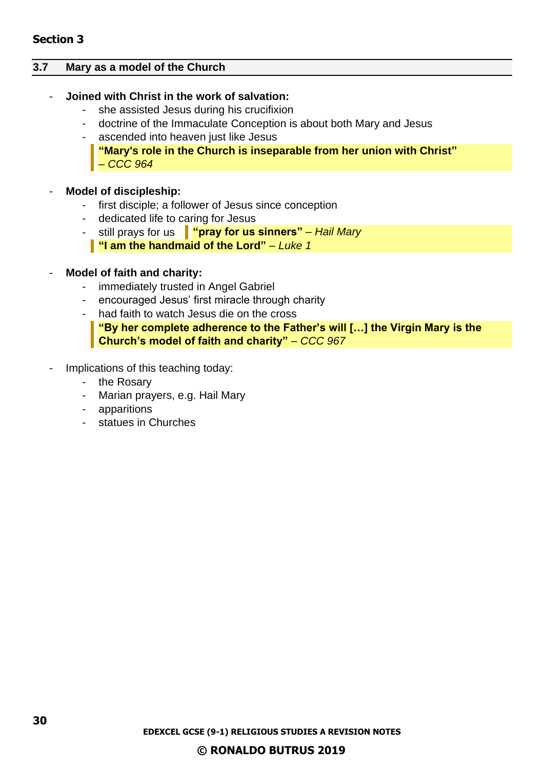## Section 3

### 3.7 Mary as a model of the Church

- **Joined with Christ in the work of salvation:**
  - she assisted Jesus during his crucifixion
  - doctrine of the Immaculate Conception is about both Mary and Jesus
  - ascended into heaven just like Jesus

  > **"Mary's role in the Church is inseparable from her union with Christ"** – *CCC 964*

- **Model of discipleship:**
  - first disciple; a follower of Jesus since conception
  - dedicated life to caring for Jesus
  - still prays for us — **"pray for us sinners"** – *Hail Mary*

  > **"I am the handmaid of the Lord"** – *Luke 1*

- **Model of faith and charity:**
  - immediately trusted in Angel Gabriel
  - encouraged Jesus' first miracle through charity
  - had faith to watch Jesus die on the cross

  > **"By her complete adherence to the Father's will […] the Virgin Mary is the Church's model of faith and charity"** – *CCC 967*

- Implications of this teaching today:
  - the Rosary
  - Marian prayers, e.g. Hail Mary
  - apparitions
  - statues in Churches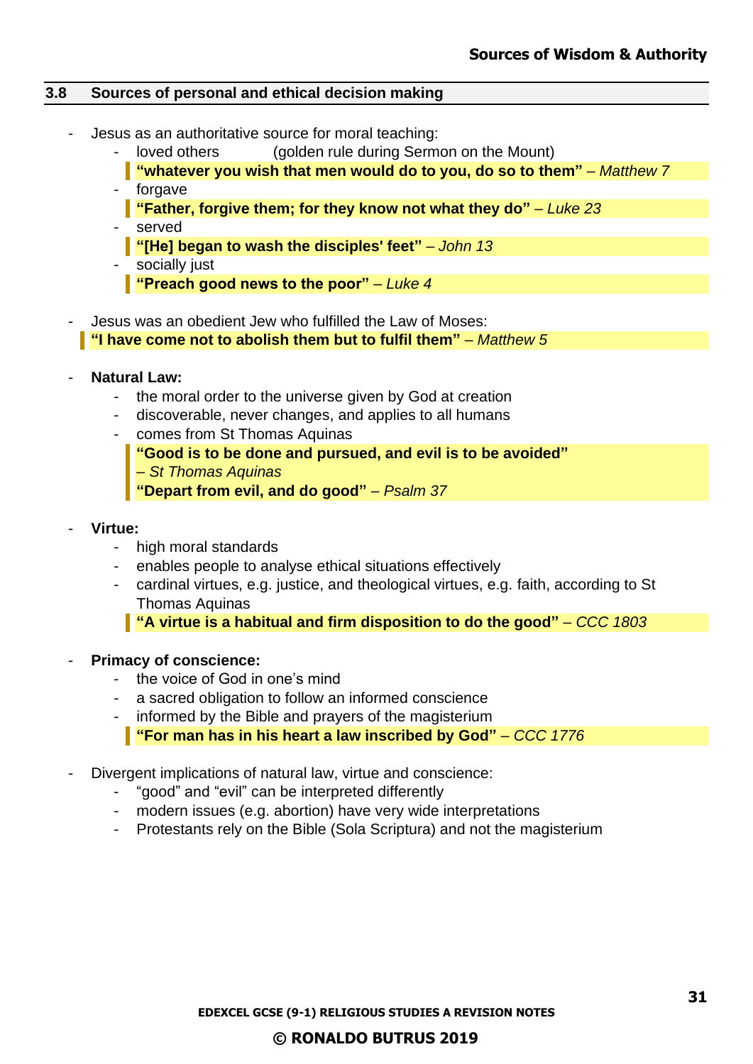## 3.8 Sources of personal and ethical decision making

- Jesus as an authoritative source for moral teaching:
  - loved others (golden rule during Sermon on the Mount)
    > **"whatever you wish that men would do to you, do so to them"** – *Matthew 7*
  - forgave
    > **"Father, forgive them; for they know not what they do"** – *Luke 23*
  - served
    > **"[He] began to wash the disciples' feet"** – *John 13*
  - socially just
    > **"Preach good news to the poor"** – *Luke 4*

- Jesus was an obedient Jew who fulfilled the Law of Moses:
  > **"I have come not to abolish them but to fulfil them"** – *Matthew 5*

- **Natural Law:**
  - the moral order to the universe given by God at creation
  - discoverable, never changes, and applies to all humans
  - comes from St Thomas Aquinas
    > **"Good is to be done and pursued, and evil is to be avoided"**
    > – *St Thomas Aquinas*
    > **"Depart from evil, and do good"** – *Psalm 37*

- **Virtue:**
  - high moral standards
  - enables people to analyse ethical situations effectively
  - cardinal virtues, e.g. justice, and theological virtues, e.g. faith, according to St Thomas Aquinas
    > **"A virtue is a habitual and firm disposition to do the good"** – *CCC 1803*

- **Primacy of conscience:**
  - the voice of God in one's mind
  - a sacred obligation to follow an informed conscience
  - informed by the Bible and prayers of the magisterium
    > **"For man has in his heart a law inscribed by God"** – *CCC 1776*

- Divergent implications of natural law, virtue and conscience:
  - "good" and "evil" can be interpreted differently
  - modern issues (e.g. abortion) have very wide interpretations
  - Protestants rely on the Bible (Sola Scriptura) and not the magisterium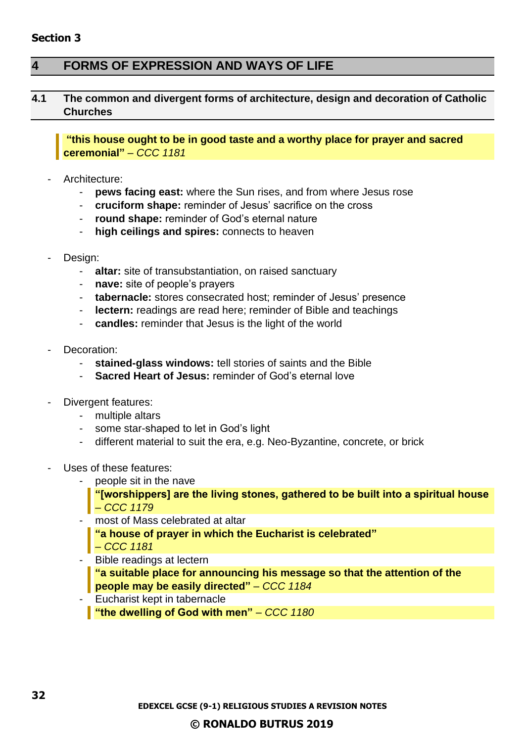**Section 3**

# 4 FORMS OF EXPRESSION AND WAYS OF LIFE

## 4.1 The common and divergent forms of architecture, design and decoration of Catholic Churches

> **"this house ought to be in good taste and a worthy place for prayer and sacred ceremonial"** – *CCC 1181*

- Architecture:
  - **pews facing east:** where the Sun rises, and from where Jesus rose
  - **cruciform shape:** reminder of Jesus' sacrifice on the cross
  - **round shape:** reminder of God's eternal nature
  - **high ceilings and spires:** connects to heaven

- Design:
  - **altar:** site of transubstantiation, on raised sanctuary
  - **nave:** site of people's prayers
  - **tabernacle:** stores consecrated host; reminder of Jesus' presence
  - **lectern:** readings are read here; reminder of Bible and teachings
  - **candles:** reminder that Jesus is the light of the world

- Decoration:
  - **stained-glass windows:** tell stories of saints and the Bible
  - **Sacred Heart of Jesus:** reminder of God's eternal love

- Divergent features:
  - multiple altars
  - some star-shaped to let in God's light
  - different material to suit the era, e.g. Neo-Byzantine, concrete, or brick

- Uses of these features:
  - people sit in the nave
    > **"[worshippers] are the living stones, gathered to be built into a spiritual house** – *CCC 1179*
  - most of Mass celebrated at altar
    > **"a house of prayer in which the Eucharist is celebrated"** – *CCC 1181*
  - Bible readings at lectern
    > **"a suitable place for announcing his message so that the attention of the people may be easily directed"** – *CCC 1184*
  - Eucharist kept in tabernacle
    > **"the dwelling of God with men"** – *CCC 1180*

EDEXCEL GCSE (9-1) RELIGIOUS STUDIES A REVISION NOTES

© RONALDO BUTRUS 2019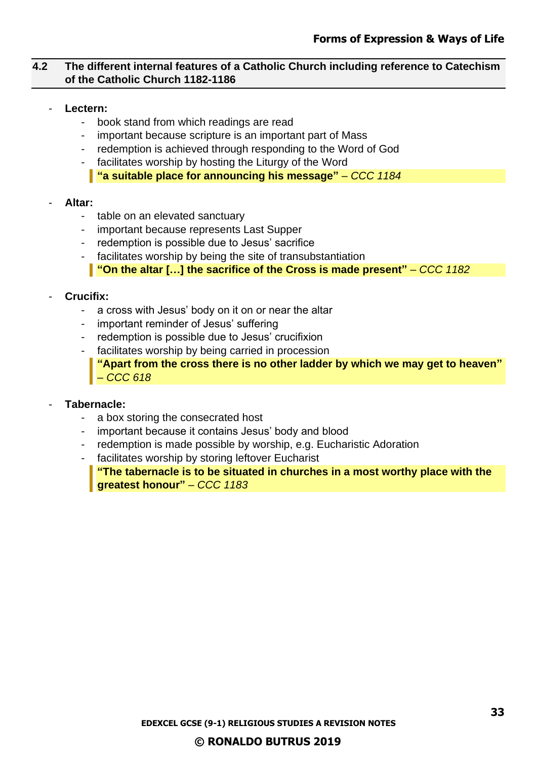## 4.2 The different internal features of a Catholic Church including reference to Catechism of the Catholic Church 1182-1186

- **Lectern:**
  - book stand from which readings are read
  - important because scripture is an important part of Mass
  - redemption is achieved through responding to the Word of God
  - facilitates worship by hosting the Liturgy of the Word

  > **"a suitable place for announcing his message"** – *CCC 1184*

- **Altar:**
  - table on an elevated sanctuary
  - important because represents Last Supper
  - redemption is possible due to Jesus' sacrifice
  - facilitates worship by being the site of transubstantiation

  > **"On the altar […] the sacrifice of the Cross is made present"** – *CCC 1182*

- **Crucifix:**
  - a cross with Jesus' body on it on or near the altar
  - important reminder of Jesus' suffering
  - redemption is possible due to Jesus' crucifixion
  - facilitates worship by being carried in procession

  > **"Apart from the cross there is no other ladder by which we may get to heaven"** – *CCC 618*

- **Tabernacle:**
  - a box storing the consecrated host
  - important because it contains Jesus' body and blood
  - redemption is made possible by worship, e.g. Eucharistic Adoration
  - facilitates worship by storing leftover Eucharist

  > **"The tabernacle is to be situated in churches in a most worthy place with the greatest honour"** – *CCC 1183*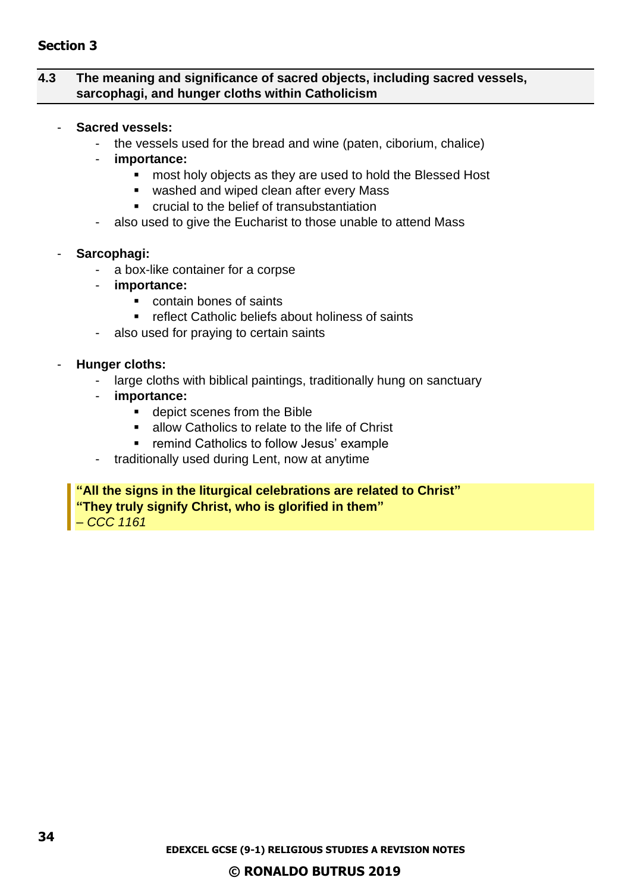## Section 3

### 4.3 The meaning and significance of sacred objects, including sacred vessels, sarcophagi, and hunger cloths within Catholicism

- **Sacred vessels:**
  - the vessels used for the bread and wine (paten, ciborium, chalice)
  - **importance:**
    - most holy objects as they are used to hold the Blessed Host
    - washed and wiped clean after every Mass
    - crucial to the belief of transubstantiation
  - also used to give the Eucharist to those unable to attend Mass

- **Sarcophagi:**
  - a box-like container for a corpse
  - **importance:**
    - contain bones of saints
    - reflect Catholic beliefs about holiness of saints
  - also used for praying to certain saints

- **Hunger cloths:**
  - large cloths with biblical paintings, traditionally hung on sanctuary
  - **importance:**
    - depict scenes from the Bible
    - allow Catholics to relate to the life of Christ
    - remind Catholics to follow Jesus' example
  - traditionally used during Lent, now at anytime

> **"All the signs in the liturgical celebrations are related to Christ"**
> **"They truly signify Christ, who is glorified in them"**
> *– CCC 1161*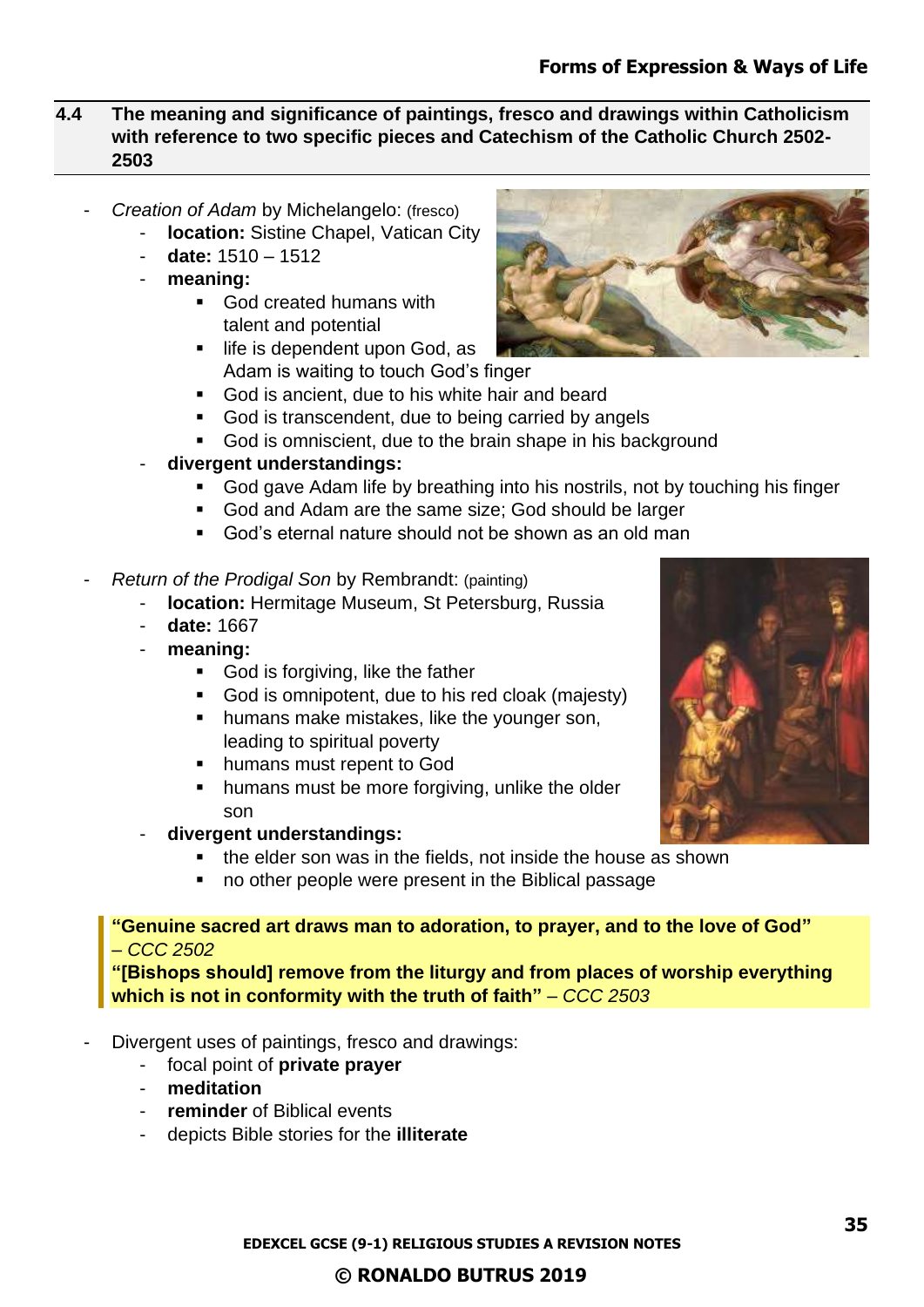## 4.4 The meaning and significance of paintings, fresco and drawings within Catholicism with reference to two specific pieces and Catechism of the Catholic Church 2502-2503

- *Creation of Adam* by Michelangelo: (fresco)
  - **location:** Sistine Chapel, Vatican City
  - **date:** 1510 – 1512
  - **meaning:**
    - God created humans with talent and potential
    - life is dependent upon God, as Adam is waiting to touch God's finger
    - God is ancient, due to his white hair and beard
    - God is transcendent, due to being carried by angels
    - God is omniscient, due to the brain shape in his background
  - **divergent understandings:**
    - God gave Adam life by breathing into his nostrils, not by touching his finger
    - God and Adam are the same size; God should be larger
    - God's eternal nature should not be shown as an old man

- *Return of the Prodigal Son* by Rembrandt: (painting)
  - **location:** Hermitage Museum, St Petersburg, Russia
  - **date:** 1667
  - **meaning:**
    - God is forgiving, like the father
    - God is omnipotent, due to his red cloak (majesty)
    - humans make mistakes, like the younger son, leading to spiritual poverty
    - humans must repent to God
    - humans must be more forgiving, unlike the older son
  - **divergent understandings:**
    - the elder son was in the fields, not inside the house as shown
    - no other people were present in the Biblical passage

> **"Genuine sacred art draws man to adoration, to prayer, and to the love of God"** – *CCC 2502*
> **"[Bishops should] remove from the liturgy and from places of worship everything which is not in conformity with the truth of faith"** – *CCC 2503*

- Divergent uses of paintings, fresco and drawings:
  - focal point of **private prayer**
  - **meditation**
  - **reminder** of Biblical events
  - depicts Bible stories for the **illiterate**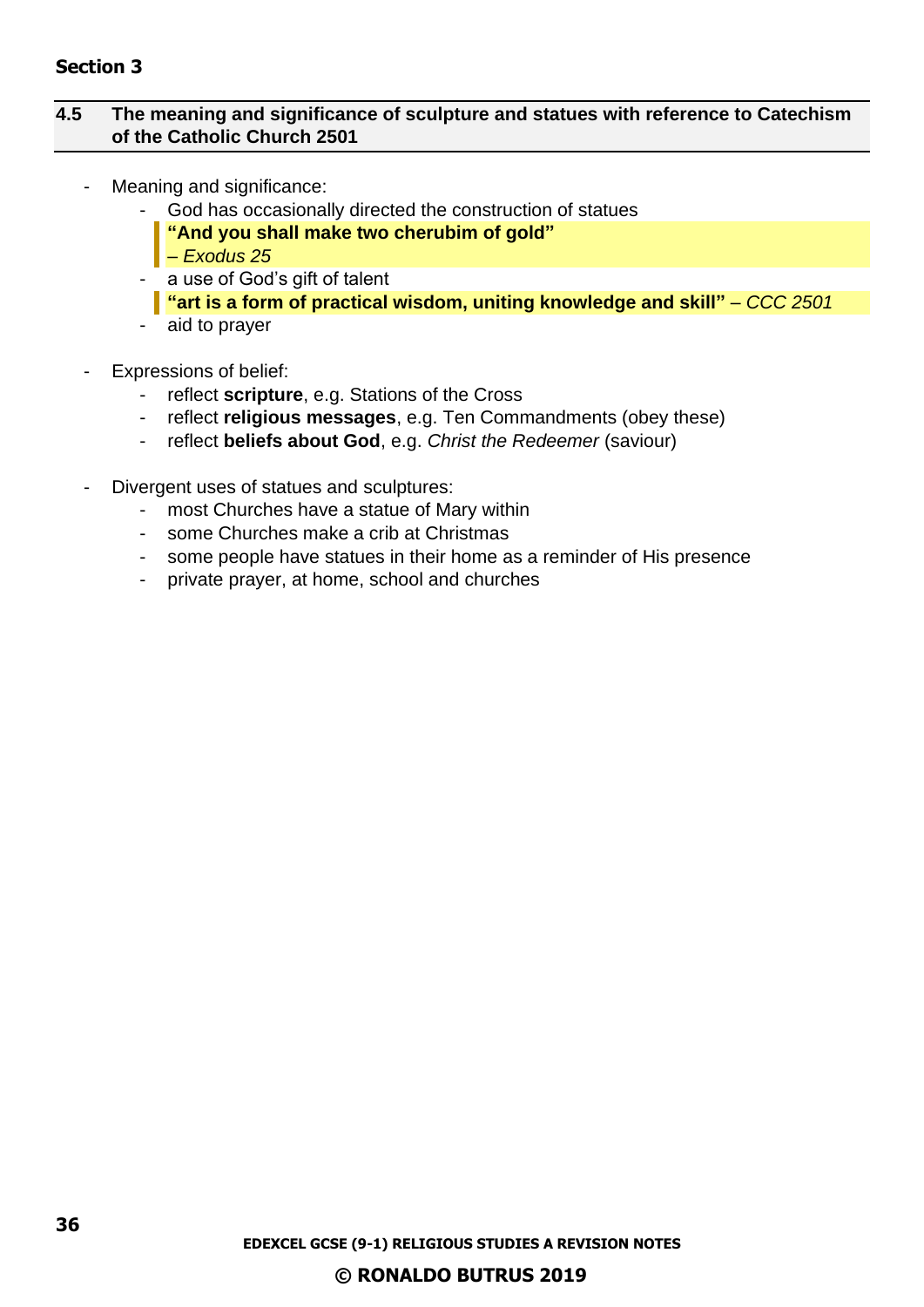**Section 3**

## 4.5 The meaning and significance of sculpture and statues with reference to Catechism of the Catholic Church 2501

- Meaning and significance:
    - God has occasionally directed the construction of statues

      > **"And you shall make two cherubim of gold"**
      > *– Exodus 25*

    - a use of God's gift of talent

      > **"art is a form of practical wisdom, uniting knowledge and skill"** *– CCC 2501*

    - aid to prayer

- Expressions of belief:
    - reflect **scripture**, e.g. Stations of the Cross
    - reflect **religious messages**, e.g. Ten Commandments (obey these)
    - reflect **beliefs about God**, e.g. *Christ the Redeemer* (saviour)

- Divergent uses of statues and sculptures:
    - most Churches have a statue of Mary within
    - some Churches make a crib at Christmas
    - some people have statues in their home as a reminder of His presence
    - private prayer, at home, school and churches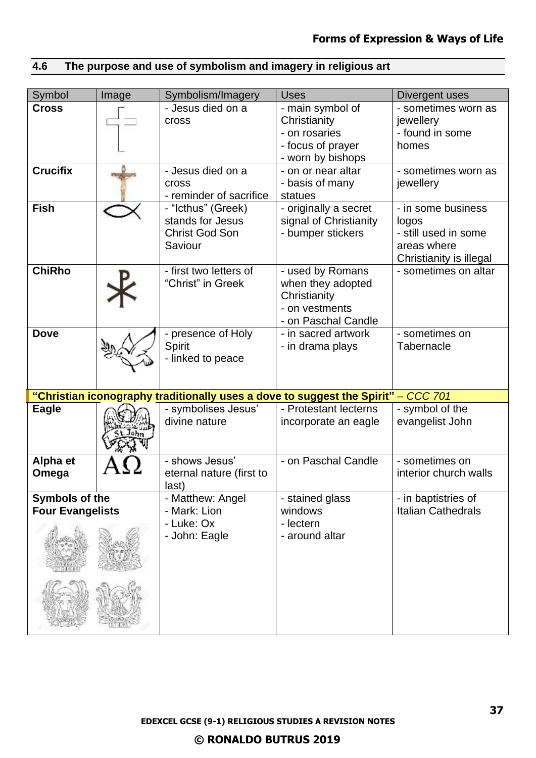## 4.6 The purpose and use of symbolism and imagery in religious art

| Symbol | Image | Symbolism/Imagery | Uses | Divergent uses |
|---|---|---|---|---|
| **Cross** | | - Jesus died on a cross | - main symbol of Christianity<br>- on rosaries<br>- focus of prayer<br>- worn by bishops | - sometimes worn as jewellery<br>- found in some homes |
| **Crucifix** | | - Jesus died on a cross<br>- reminder of sacrifice | - on or near altar<br>- basis of many statues | - sometimes worn as jewellery |
| **Fish** | | - "Icthus" (Greek) stands for Jesus Christ God Son Saviour | - originally a secret signal of Christianity<br>- bumper stickers | - in some business logos<br>- still used in some areas where Christianity is illegal |
| **ChiRho** | | - first two letters of "Christ" in Greek | - used by Romans when they adopted Christianity<br>- on vestments<br>- on Paschal Candle | - sometimes on altar |
| **Dove** | | - presence of Holy Spirit<br>- linked to peace | - in sacred artwork<br>- in drama plays | - sometimes on Tabernacle |
| **"Christian iconography traditionally uses a dove to suggest the Spirit"** – *CCC 701* | | | | |
| **Eagle** | | - symbolises Jesus' divine nature | - Protestant lecterns incorporate an eagle | - symbol of the evangelist John |
| **Alpha et Omega** | ΑΩ | - shows Jesus' eternal nature (first to last) | - on Paschal Candle | - sometimes on interior church walls |
| **Symbols of the Four Evangelists** | | - Matthew: Angel<br>- Mark: Lion<br>- Luke: Ox<br>- John: Eagle | - stained glass windows<br>- lectern<br>- around altar | - in baptistries of Italian Cathedrals |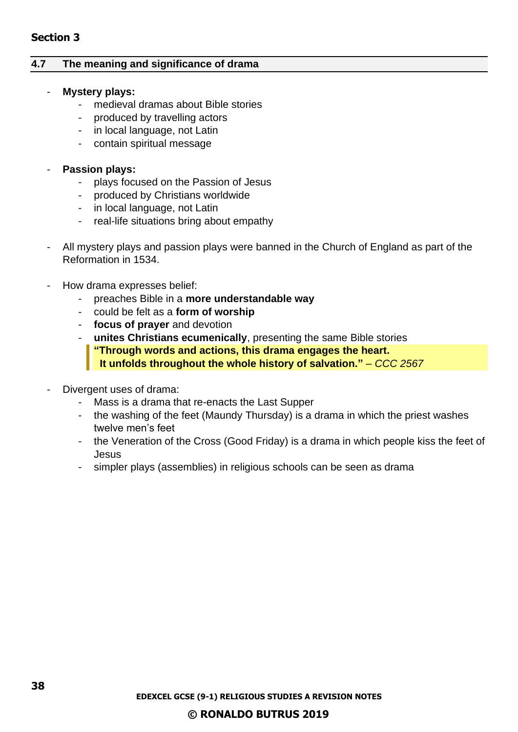**Section 3**

## 4.7 The meaning and significance of drama

- **Mystery plays:**
    - medieval dramas about Bible stories
    - produced by travelling actors
    - in local language, not Latin
    - contain spiritual message

- **Passion plays:**
    - plays focused on the Passion of Jesus
    - produced by Christians worldwide
    - in local language, not Latin
    - real-life situations bring about empathy

- All mystery plays and passion plays were banned in the Church of England as part of the Reformation in 1534.

- How drama expresses belief:
    - preaches Bible in a **more understandable way**
    - could be felt as a **form of worship**
    - **focus of prayer** and devotion
    - **unites Christians ecumenically**, presenting the same Bible stories

> **"Through words and actions, this drama engages the heart. It unfolds throughout the whole history of salvation."** – *CCC 2567*

- Divergent uses of drama:
    - Mass is a drama that re-enacts the Last Supper
    - the washing of the feet (Maundy Thursday) is a drama in which the priest washes twelve men's feet
    - the Veneration of the Cross (Good Friday) is a drama in which people kiss the feet of Jesus
    - simpler plays (assemblies) in religious schools can be seen as drama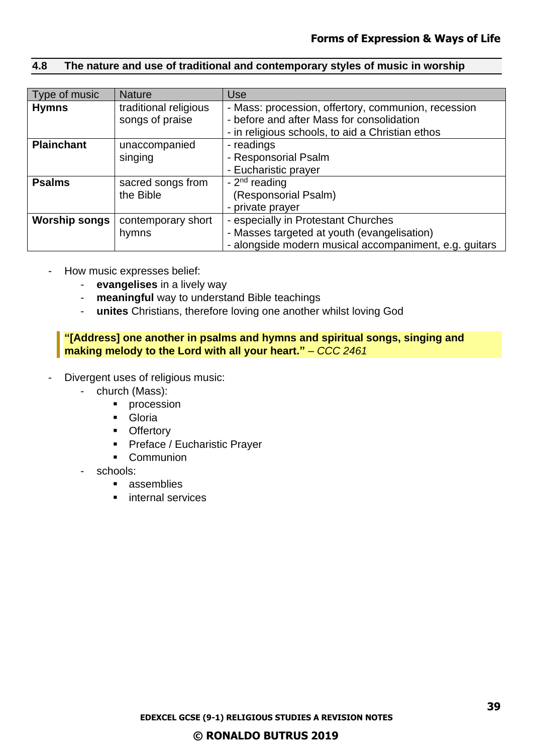## 4.8 The nature and use of traditional and contemporary styles of music in worship

| Type of music | Nature | Use |
|---|---|---|
| **Hymns** | traditional religious songs of praise | - Mass: procession, offertory, communion, recession<br>- before and after Mass for consolidation<br>- in religious schools, to aid a Christian ethos |
| **Plainchant** | unaccompanied singing | - readings<br>- Responsorial Psalm<br>- Eucharistic prayer |
| **Psalms** | sacred songs from the Bible | - 2nd reading (Responsorial Psalm)<br>- private prayer |
| **Worship songs** | contemporary short hymns | - especially in Protestant Churches<br>- Masses targeted at youth (evangelisation)<br>- alongside modern musical accompaniment, e.g. guitars |

- How music expresses belief:
  - **evangelises** in a lively way
  - **meaningful** way to understand Bible teachings
  - **unites** Christians, therefore loving one another whilst loving God

> **"[Address] one another in psalms and hymns and spiritual songs, singing and making melody to the Lord with all your heart."** – *CCC 2461*

- Divergent uses of religious music:
  - church (Mass):
    - procession
    - Gloria
    - Offertory
    - Preface / Eucharistic Prayer
    - Communion
  - schools:
    - assemblies
    - internal services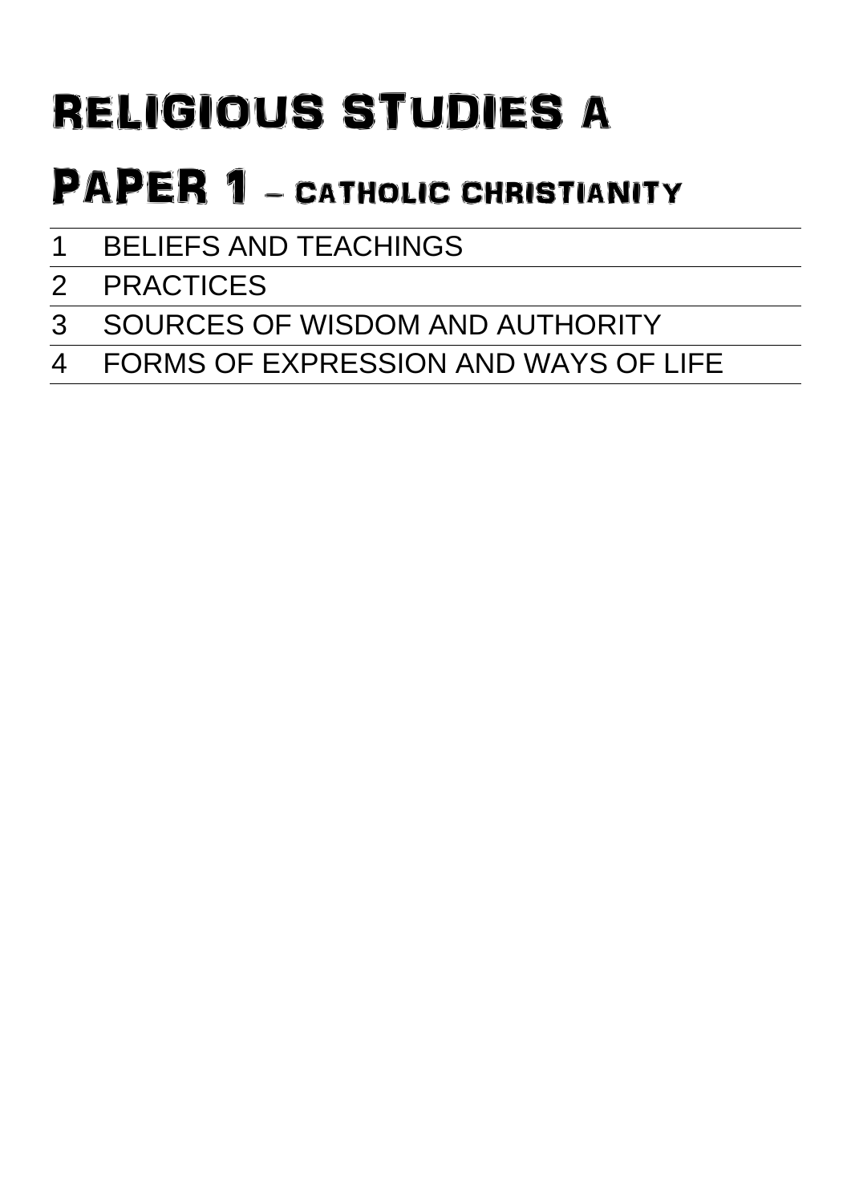# RELIGIOUS STUDIES A

# PAPER 1 – CATHOLIC CHRISTIANITY

| | |
|---|---|
| 1 | BELIEFS AND TEACHINGS |
| 2 | PRACTICES |
| 3 | SOURCES OF WISDOM AND AUTHORITY |
| 4 | FORMS OF EXPRESSION AND WAYS OF LIFE |